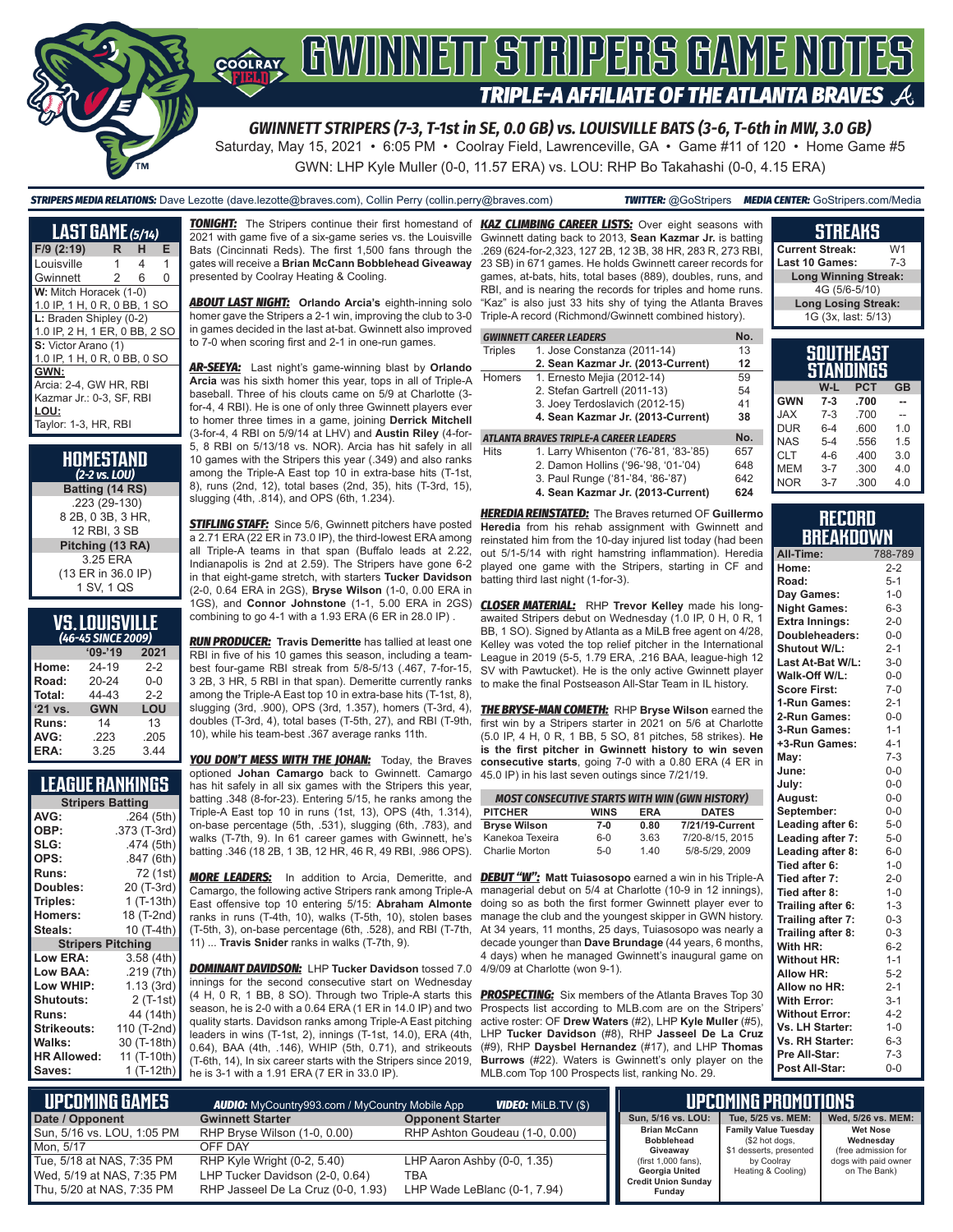# GWINNETT STRIPERS GAME NOTES

## TRIPLE-A AFFILIATE OF THE ATLANTA BRAVES

### GWINNETT STRIPERS (7-3, T-1st in SE, 0.0 GB) vs. LOUISVILLE BATS (3-6, T-6th in MW, 3.0 GB)

Saturday, May 15, 2021 • 6:05 PM • Coolray Field, Lawrenceville, GA • Game #11 of 120 • Home Game #5

GWN: LHP Kyle Muller (0-0, 11.57 ERA) vs. LOU: RHP Bo Takahashi (0-0, 4.15 ERA)

***STRIPERS MEDIA RELATIONS:*** Dave Lezotte (dave.lezotte@braves.com), Collin Perry (collin.perry@braves.com) ***TWITTER:*** @GoStripers ***MEDIA CENTER:*** GoStripers.com/Media

## LAST GAME (5/14)

| F/9 (2:19) | R | H | E |
|---|---|---|---|
| Louisville | 1 | 4 | 1 |
| Gwinnett | 2 | 6 | 0 |

**W:** Mitch Horacek (1-0)
1.0 IP, 1 H, 0 R, 0 BB, 1 SO

**L:** Braden Shipley (0-2)
1.0 IP, 2 H, 1 ER, 0 BB, 2 SO

**S:** Victor Arano (1)
1.0 IP, 1 H, 0 R, 0 BB, 0 SO

**GWN:**
Arcia: 2-4, GW HR, RBI
Kazmar Jr.: 0-3, SF, RBI

**LOU:**
Taylor: 1-3, HR, RBI

## HOMESTAND
*(2-2 vs. LOU)*

**Batting (14 RS)**
.223 (29-130)
8 2B, 0 3B, 3 HR,
12 RBI, 3 SB

**Pitching (13 RA)**
3.25 ERA
(13 ER in 36.0 IP)
1 SV, 1 QS

## VS. LOUISVILLE
*(46-45 SINCE 2009)*

| | '09-'19 | 2021 |
|---|---|---|
| Home: | 24-19 | 2-2 |
| Road: | 20-24 | 0-0 |
| Total: | 44-43 | 2-2 |
| '21 vs. | GWN | LOU |
| Runs: | 14 | 13 |
| AVG: | .223 | .205 |
| ERA: | 3.25 | 3.44 |

## LEAGUE RANKINGS

| Stripers Batting | |
|---|---|
| AVG: | .264 (5th) |
| OBP: | .373 (T-3rd) |
| SLG: | .474 (5th) |
| OPS: | .847 (6th) |
| Runs: | 72 (1st) |
| Doubles: | 20 (T-3rd) |
| Triples: | 1 (T-13th) |
| Homers: | 18 (T-2nd) |
| Steals: | 10 (T-4th) |
| **Stripers Pitching** | |
| Low ERA: | 3.58 (4th) |
| Low BAA: | .219 (7th) |
| Low WHIP: | 1.13 (3rd) |
| Shutouts: | 2 (T-1st) |
| Runs: | 44 (14th) |
| Strikeouts: | 110 (T-2nd) |
| Walks: | 30 (T-18th) |
| HR Allowed: | 11 (T-10th) |
| Saves: | 1 (T-12th) |

***TONIGHT:*** The Stripers continue their first homestand of 2021 with game five of a six-game series vs. the Louisville Bats (Cincinnati Reds). The first 1,500 fans through the gates will receive a **Brian McCann Bobblehead Giveaway** presented by Coolray Heating & Cooling.

***ABOUT LAST NIGHT:*** **Orlando Arcia's** eighth-inning solo homer gave the Stripers a 2-1 win, improving the club to 3-0 in games decided in the last at-bat. Gwinnett also improved to 7-0 when scoring first and 2-1 in one-run games.

***AR-SEEYA:*** Last night's game-winning blast by **Orlando Arcia** was his sixth homer this year, tops in all of Triple-A baseball. Three of his clouts came on 5/9 at Charlotte (3-for-4, 4 RBI). He is one of only three Gwinnett players ever to homer three times in a game, joining **Derrick Mitchell** (3-for-4, 4 RBI on 5/9/14 at LHV) and **Austin Riley** (4-for-5, 8 RBI on 5/13/18 vs. NOR). Arcia has hit safely in all 10 games with the Stripers this year (.349) and also ranks among the Triple-A East top 10 in extra-base hits (T-1st, 8), runs (2nd, 12), total bases (2nd, 35), hits (T-3rd, 15), slugging (4th, .814), and OPS (6th, 1.234).

***STIFLING STAFF:*** Since 5/6, Gwinnett pitchers have posted a 2.71 ERA (22 ER in 73.0 IP), the third-lowest ERA among all Triple-A teams in that span (Buffalo leads at 2.22, Indianapolis is 2nd at 2.59). The Stripers have gone 6-2 in that eight-game stretch, with starters **Tucker Davidson** (2-0, 0.64 ERA in 2GS), **Bryse Wilson** (1-0, 0.00 ERA in 1GS), and **Connor Johnstone** (1-1, 5.00 ERA in 2GS) combining to go 4-1 with a 1.93 ERA (6 ER in 28.0 IP) .

***RUN PRODUCER:*** **Travis Demeritte** has tallied at least one RBI in five of his 10 games this season, including a team-best four-game RBI streak from 5/8-5/13 (.467, 7-for-15, 3 2B, 3 HR, 5 RBI in that span). Demeritte currently ranks among the Triple-A East top 10 in extra-base hits (T-1st, 8), slugging (3rd, .900), OPS (3rd, 1.357), homers (T-3rd, 4), doubles (T-3rd, 4), total bases (T-5th, 27), and RBI (T-9th, 10), while his team-best .367 average ranks 11th.

***YOU DON'T MESS WITH THE JOHAN:*** Today, the Braves optioned **Johan Camargo** back to Gwinnett. Camargo has hit safely in all six games with the Stripers this year, batting .348 (8-for-23). Entering 5/15, he ranks among the Triple-A East top 10 in runs (1st, 13), OPS (4th, 1.314), on-base percentage (5th, .531), slugging (6th, .783), and walks (T-7th, 9). In 61 career games with Gwinnett, he's batting .346 (18 2B, 1 3B, 12 HR, 46 R, 49 RBI, .986 OPS).

***MORE LEADERS:*** In addition to Arcia, Demeritte, and Camargo, the following active Stripers rank among Triple-A East offensive top 10 entering 5/15: **Abraham Almonte** ranks in runs (T-4th, 10), walks (T-5th, 10), stolen bases (T-5th, 3), on-base percentage (6th, .528), and RBI (T-7th, 11) ... **Travis Snider** ranks in walks (T-7th, 9).

***DOMINANT DAVIDSON:*** LHP **Tucker Davidson** tossed 7.0 innings for the second consecutive start on Wednesday (4 H, 0 R, 1 BB, 8 SO). Through two Triple-A starts this season, he is 2-0 with a 0.64 ERA (1 ER in 14.0 IP) and two quality starts. Davidson ranks among Triple-A East pitching leaders in wins (T-1st, 2), innings (T-1st, 14.0), ERA (4th, 0.64), BAA (4th, .146), WHIP (5th, 0.71), and strikeouts (T-6th, 14). In six career starts with the Stripers since 2019, he is 3-1 with a 1.91 ERA (7 ER in 33.0 IP).

***KAZ CLIMBING CAREER LISTS:*** Over eight seasons with Gwinnett dating back to 2013, **Sean Kazmar Jr.** is batting .269 (624-for-2,323, 127 2B, 12 3B, 38 HR, 283 R, 273 RBI, 23 SB) in 671 games. He holds Gwinnett career records for games, at-bats, hits, total bases (889), doubles, runs, and RBI, and is nearing the records for triples and home runs. "Kaz" is also just 33 hits shy of tying the Atlanta Braves Triple-A record (Richmond/Gwinnett combined history).

| GWINNETT CAREER LEADERS | | No. |
|---|---|---|
| Triples | 1. Jose Constanza (2011-14) | 13 |
| | **2. Sean Kazmar Jr. (2013-Current)** | **12** |
| Homers | 1. Ernesto Mejia (2012-14) | 59 |
| | 2. Stefan Gartrell (2011-13) | 54 |
| | 3. Joey Terdoslavich (2012-15) | 41 |
| | **4. Sean Kazmar Jr. (2013-Current)** | **38** |
| **ATLANTA BRAVES TRIPLE-A CAREER LEADERS** | | **No.** |
| Hits | 1. Larry Whisenton ('76-'81, '83-'85) | 657 |
| | 2. Damon Hollins ('96-'98, '01-'04) | 648 |
| | 3. Paul Runge ('81-'84, '86-'87) | 642 |
| | **4. Sean Kazmar Jr. (2013-Current)** | **624** |

***HEREDIA REINSTATED:*** The Braves returned OF **Guillermo Heredia** from his rehab assignment with Gwinnett and reinstated him from the 10-day injured list today (had been out 5/1-5/14 with right hamstring inflammation). Heredia played one game with the Stripers, starting in CF and batting third last night (1-for-3).

***CLOSER MATERIAL:*** RHP **Trevor Kelley** made his long-awaited Stripers debut on Wednesday (1.0 IP, 0 H, 0 R, 1 BB, 1 SO). Signed by Atlanta as a MiLB free agent on 4/28, Kelley was voted the top relief pitcher in the International League in 2019 (5-5, 1.79 ERA, .216 BAA, league-high 12 SV with Pawtucket). He is the only active Gwinnett player to make the final Postseason All-Star Team in IL history.

***THE BRYSE-MAN COMETH:*** RHP **Bryse Wilson** earned the first win by a Stripers starter in 2021 on 5/6 at Charlotte (5.0 IP, 4 H, 0 R, 1 BB, 5 SO, 81 pitches, 58 strikes). **He is the first pitcher in Gwinnett history to win seven consecutive starts**, going 7-0 with a 0.80 ERA (4 ER in 45.0 IP) in his last seven outings since 7/21/19.

| MOST CONSECUTIVE STARTS WITH WIN (GWN HISTORY) | | | |
|---|---|---|---|
| **PITCHER** | **WINS** | **ERA** | **DATES** |
| **Bryse Wilson** | **7-0** | **0.80** | **7/21/19-Current** |
| Kanekoa Texeira | 6-0 | 3.63 | 7/20-8/15, 2015 |
| Charlie Morton | 5-0 | 1.40 | 5/8-5/29, 2009 |

***DEBUT "W":*** **Matt Tuiasosopo** earned a win in his Triple-A managerial debut on 5/4 at Charlotte (10-9 in 12 innings), doing so as both the first former Gwinnett player ever to manage the club and the youngest skipper in GWN history. At 34 years, 11 months, 25 days, Tuiasosopo was nearly a decade younger than **Dave Brundage** (44 years, 6 months, 4 days) when he managed Gwinnett's inaugural game on 4/9/09 at Charlotte (won 9-1).

***PROSPECTING:*** Six members of the Atlanta Braves Top 30 Prospects list according to MLB.com are on the Stripers' active roster: OF **Drew Waters** (#2), LHP **Kyle Muller** (#5), LHP **Tucker Davidson** (#8), RHP **Jasseel De La Cruz** (#9), RHP **Daysbel Hernandez** (#17), and LHP **Thomas Burrows** (#22). Waters is Gwinnett's only player on the MLB.com Top 100 Prospects list, ranking No. 29.

## STREAKS

| | |
|---|---|
| Current Streak: | W1 |
| Last 10 Games: | 7-3 |
| **Long Winning Streak:** | |
| 4G (5/6-5/10) | |
| **Long Losing Streak:** | |
| 1G (3x, last: 5/13) | |

## SOUTHEAST STANDINGS

| | W-L | PCT | GB |
|---|---|---|---|
| GWN | 7-3 | .700 | -- |
| JAX | 7-3 | .700 | -- |
| DUR | 6-4 | .600 | 1.0 |
| NAS | 5-4 | .556 | 1.5 |
| CLT | 4-6 | .400 | 3.0 |
| MEM | 3-7 | .300 | 4.0 |
| NOR | 3-7 | .300 | 4.0 |

## RECORD BREAKDOWN

| | |
|---|---|
| All-Time: | 788-789 |
| Home: | 2-2 |
| Road: | 5-1 |
| Day Games: | 1-0 |
| Night Games: | 6-3 |
| Extra Innings: | 2-0 |
| Doubleheaders: | 0-0 |
| Shutout W/L: | 2-1 |
| Last At-Bat W/L: | 3-0 |
| Walk-Off W/L: | 0-0 |
| Score First: | 7-0 |
| 1-Run Games: | 2-1 |
| 2-Run Games: | 0-0 |
| 3-Run Games: | 1-1 |
| +3-Run Games: | 4-1 |
| May: | 7-3 |
| June: | 0-0 |
| July: | 0-0 |
| August: | 0-0 |
| September: | 0-0 |
| Leading after 6: | 5-0 |
| Leading after 7: | 5-0 |
| Leading after 8: | 6-0 |
| Tied after 6: | 1-0 |
| Tied after 7: | 2-0 |
| Tied after 8: | 1-0 |
| Trailing after 6: | 1-3 |
| Trailing after 7: | 0-3 |
| Trailing after 8: | 0-3 |
| With HR: | 6-2 |
| Without HR: | 1-1 |
| Allow HR: | 5-2 |
| Allow no HR: | 2-1 |
| With Error: | 3-1 |
| Without Error: | 4-2 |
| Vs. LH Starter: | 1-0 |
| Vs. RH Starter: | 6-3 |
| Pre All-Star: | 7-3 |
| Post All-Star: | 0-0 |

## UPCOMING GAMES

***AUDIO:*** MyCountry993.com / MyCountry Mobile App ***VIDEO:*** MiLB.TV ($)

| Date / Opponent | Gwinnett Starter | Opponent Starter |
|---|---|---|
| Sun, 5/16 vs. LOU, 1:05 PM | RHP Bryse Wilson (1-0, 0.00) | RHP Ashton Goudeau (1-0, 0.00) |
| Mon, 5/17 | OFF DAY | |
| Tue, 5/18 at NAS, 7:35 PM | RHP Kyle Wright (0-2, 5.40) | LHP Aaron Ashby (0-0, 1.35) |
| Wed, 5/19 at NAS, 7:35 PM | LHP Tucker Davidson (2-0, 0.64) | TBA |
| Thu, 5/20 at NAS, 7:35 PM | RHP Jasseel De La Cruz (0-0, 1.93) | LHP Wade LeBlanc (0-1, 7.94) |

## UPCOMING PROMOTIONS

| Sun, 5/16 vs. LOU: | Tue, 5/25 vs. MEM: | Wed, 5/26 vs. MEM: |
|---|---|---|
| **Brian McCann Bobblehead Giveaway** (first 1,000 fans), **Georgia United Credit Union Sunday Funday** | **Family Value Tuesday** ($2 hot dogs, $1 desserts, presented by Coolray Heating & Cooling) | **Wet Nose Wednesday** (free admission for dogs with paid owner on The Bank) |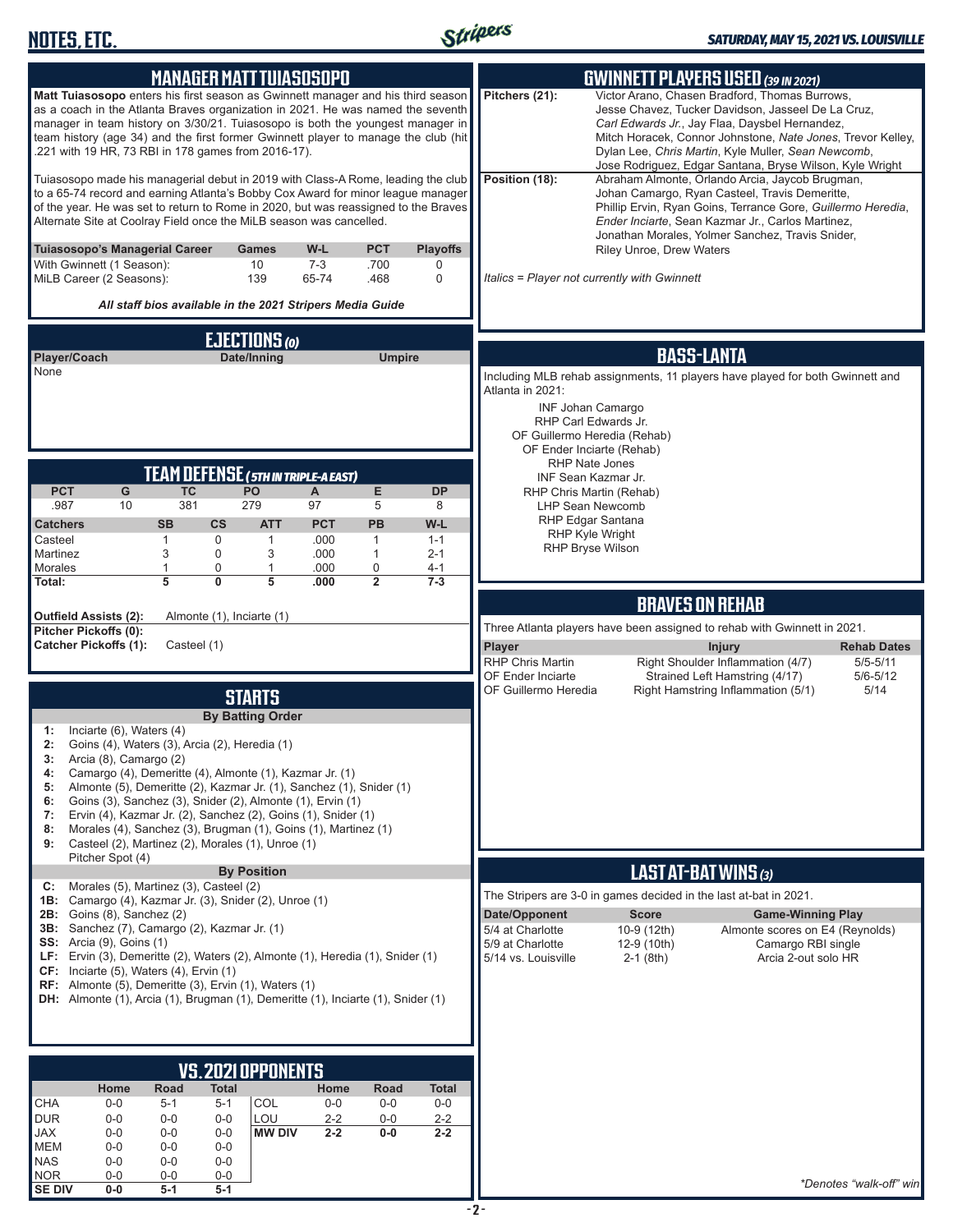## MANAGER MATT TUIASOSOPO

**Matt Tuiasosopo** enters his first season as Gwinnett manager and his third season as a coach in the Atlanta Braves organization in 2021. He was named the seventh manager in team history on 3/30/21. Tuiasosopo is both the youngest manager in team history (age 34) and the first former Gwinnett player to manage the club (hit .221 with 19 HR, 73 RBI in 178 games from 2016-17).

Tuiasosopo made his managerial debut in 2019 with Class-A Rome, leading the club to a 65-74 record and earning Atlanta's Bobby Cox Award for minor league manager of the year. He was set to return to Rome in 2020, but was reassigned to the Braves Alternate Site at Coolray Field once the MiLB season was cancelled.

| Tuiasosopo's Managerial Career | Games | W-L | PCT | Playoffs |
|---|---|---|---|---|
| With Gwinnett (1 Season): | 10 | 7-3 | .700 | 0 |
| MiLB Career (2 Seasons): | 139 | 65-74 | .468 | 0 |

***All staff bios available in the 2021 Stripers Media Guide***

## EJECTIONS (0)

| Player/Coach | Date/Inning | Umpire |
|---|---|---|
| None | | |

## TEAM DEFENSE (5TH IN TRIPLE-A EAST)

| PCT | G | TC | PO | A | E | DP |
|---|---|---|---|---|---|---|
| .987 | 10 | 381 | 279 | 97 | 5 | 8 |

| Catchers | SB | CS | ATT | PCT | PB | W-L |
|---|---|---|---|---|---|---|
| Casteel | 1 | 0 | 1 | .000 | 1 | 1-1 |
| Martinez | 3 | 0 | 3 | .000 | 1 | 2-1 |
| Morales | 1 | 0 | 1 | .000 | 0 | 4-1 |
| **Total:** | **5** | **0** | **5** | **.000** | **2** | **7-3** |

**Outfield Assists (2):** Almonte (1), Inciarte (1)
**Pitcher Pickoffs (0):**
**Catcher Pickoffs (1):** Casteel (1)

## STARTS

**By Batting Order**

- **1:** Inciarte (6), Waters (4)
- **2:** Goins (4), Waters (3), Arcia (2), Heredia (1)
- **3:** Arcia (8), Camargo (2)
- **4:** Camargo (4), Demeritte (4), Almonte (1), Kazmar Jr. (1)
- **5:** Almonte (5), Demeritte (2), Kazmar Jr. (1), Sanchez (1), Snider (1)
- **6:** Goins (3), Sanchez (3), Snider (2), Almonte (1), Ervin (1)
- **7:** Ervin (4), Kazmar Jr. (2), Sanchez (2), Goins (1), Snider (1)
- **8:** Morales (4), Sanchez (3), Brugman (1), Goins (1), Martinez (1)
- **9:** Casteel (2), Martinez (2), Morales (1), Unroe (1)
  Pitcher Spot (4)

**By Position**

- **C:** Morales (5), Martinez (3), Casteel (2)
- **1B:** Camargo (4), Kazmar Jr. (3), Snider (2), Unroe (1)
- **2B:** Goins (8), Sanchez (2)
- **3B:** Sanchez (7), Camargo (2), Kazmar Jr. (1)
- **SS:** Arcia (9), Goins (1)
- **LF:** Ervin (3), Demeritte (2), Waters (2), Almonte (1), Heredia (1), Snider (1)
- **CF:** Inciarte (5), Waters (4), Ervin (1)
- **RF:** Almonte (5), Demeritte (3), Ervin (1), Waters (1)
- **DH:** Almonte (1), Arcia (1), Brugman (1), Demeritte (1), Inciarte (1), Snider (1)

## VS. 2021 OPPONENTS

| | Home | Road | Total | | Home | Road | Total |
|---|---|---|---|---|---|---|---|
| CHA | 0-0 | 5-1 | 5-1 | COL | 0-0 | 0-0 | 0-0 |
| DUR | 0-0 | 0-0 | 0-0 | LOU | 2-2 | 0-0 | 2-2 |
| JAX | 0-0 | 0-0 | 0-0 | **MW DIV** | **2-2** | **0-0** | **2-2** |
| MEM | 0-0 | 0-0 | 0-0 | | | | |
| NAS | 0-0 | 0-0 | 0-0 | | | | |
| NOR | 0-0 | 0-0 | 0-0 | | | | |
| **SE DIV** | **0-0** | **5-1** | **5-1** | | | | |

## GWINNETT PLAYERS USED (39 IN 2021)

**Pitchers (21):** Victor Arano, Chasen Bradford, Thomas Burrows, Jesse Chavez, Tucker Davidson, Jasseel De La Cruz, *Carl Edwards Jr.*, Jay Flaa, Daysbel Hernandez, Mitch Horacek, Connor Johnstone, *Nate Jones*, Trevor Kelley, Dylan Lee, *Chris Martin*, Kyle Muller, *Sean Newcomb*, Jose Rodriguez, Edgar Santana, Bryse Wilson, Kyle Wright

**Position (18):** Abraham Almonte, Orlando Arcia, Jaycob Brugman, Johan Camargo, Ryan Casteel, Travis Demeritte, Phillip Ervin, Ryan Goins, Terrance Gore, *Guillermo Heredia*, *Ender Inciarte*, Sean Kazmar Jr., Carlos Martinez, Jonathan Morales, Yolmer Sanchez, Travis Snider, Riley Unroe, Drew Waters

*Italics = Player not currently with Gwinnett*

## BASS-LANTA

Including MLB rehab assignments, 11 players have played for both Gwinnett and Atlanta in 2021:

- INF Johan Camargo
- RHP Carl Edwards Jr.
- OF Guillermo Heredia (Rehab)
- OF Ender Inciarte (Rehab)
- RHP Nate Jones
- INF Sean Kazmar Jr.
- RHP Chris Martin (Rehab)
- LHP Sean Newcomb
- RHP Edgar Santana
- RHP Kyle Wright
- RHP Bryse Wilson

## BRAVES ON REHAB

Three Atlanta players have been assigned to rehab with Gwinnett in 2021.

| Player | Injury | Rehab Dates |
|---|---|---|
| RHP Chris Martin | Right Shoulder Inflammation (4/7) | 5/5-5/11 |
| OF Ender Inciarte | Strained Left Hamstring (4/17) | 5/6-5/12 |
| OF Guillermo Heredia | Right Hamstring Inflammation (5/1) | 5/14 |

## LAST AT-BAT WINS (3)

The Stripers are 3-0 in games decided in the last at-bat in 2021.

| Date/Opponent | Score | Game-Winning Play |
|---|---|---|
| 5/4 at Charlotte | 10-9 (12th) | Almonte scores on E4 (Reynolds) |
| 5/9 at Charlotte | 12-9 (10th) | Camargo RBI single |
| 5/14 vs. Louisville | 2-1 (8th) | Arcia 2-out solo HR |

*\*Denotes "walk-off" win*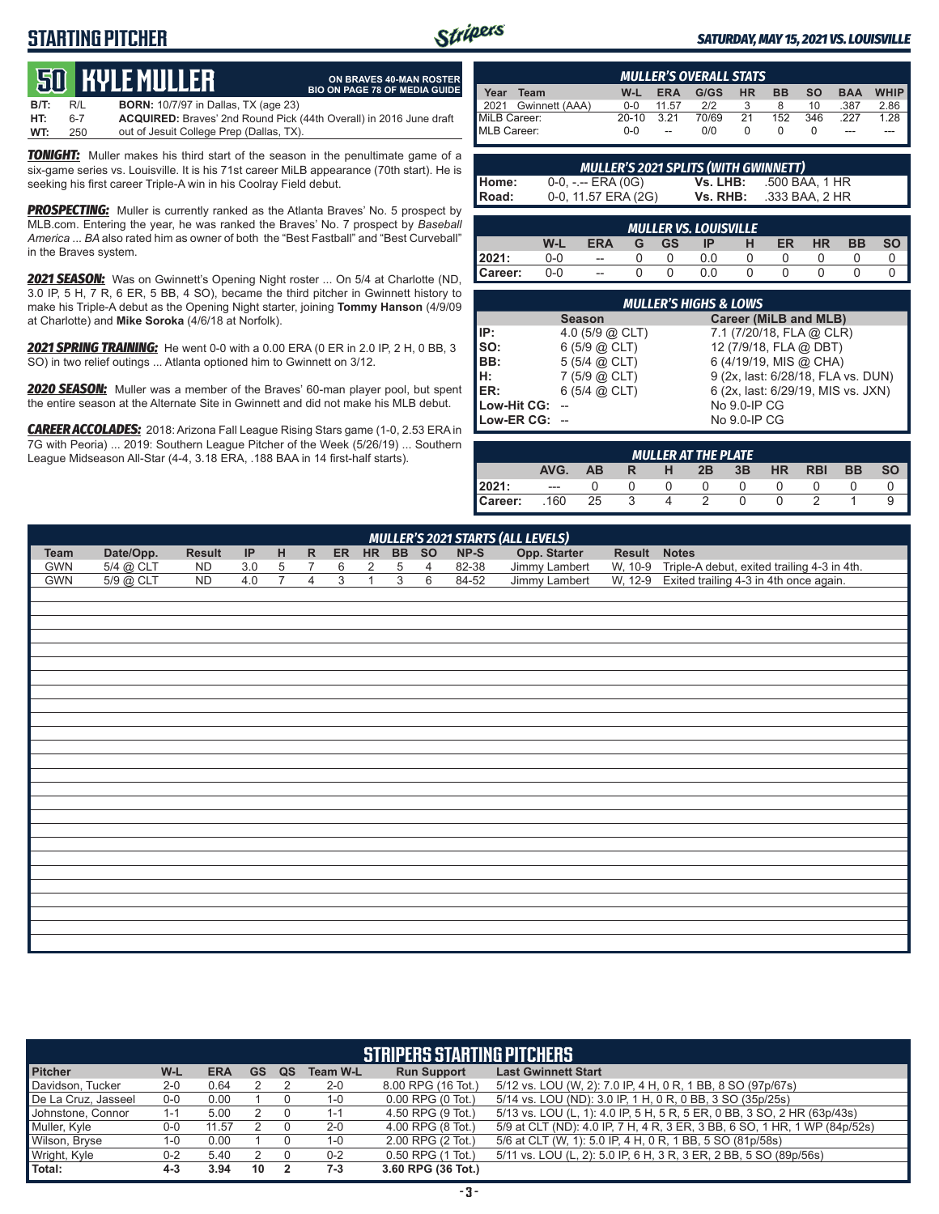## STARTING PITCHER

**SATURDAY, MAY 15, 2021 VS. LOUISVILLE**

# 50 KYLE MULLER

**ON BRAVES 40-MAN ROSTER**
**BIO ON PAGE 78 OF MEDIA GUIDE**

| | | |
|---|---|---|
| **B/T:** | R/L | **BORN:** 10/7/97 in Dallas, TX (age 23) |
| **HT:** | 6-7 | **ACQUIRED:** Braves' 2nd Round Pick (44th Overall) in 2016 June draft |
| **WT:** | 250 | out of Jesuit College Prep (Dallas, TX). |

***TONIGHT:*** Muller makes his third start of the season in the penultimate game of a six-game series vs. Louisville. It is his 71st career MiLB appearance (70th start). He is seeking his first career Triple-A win in his Coolray Field debut.

***PROSPECTING:*** Muller is currently ranked as the Atlanta Braves' No. 5 prospect by MLB.com. Entering the year, he was ranked the Braves' No. 7 prospect by *Baseball America* ... *BA* also rated him as owner of both the "Best Fastball" and "Best Curveball" in the Braves system.

***2021 SEASON:*** Was on Gwinnett's Opening Night roster ... On 5/4 at Charlotte (ND, 3.0 IP, 5 H, 7 R, 6 ER, 5 BB, 4 SO), became the third pitcher in Gwinnett history to make his Triple-A debut as the Opening Night starter, joining **Tommy Hanson** (4/9/09 at Charlotte) and **Mike Soroka** (4/6/18 at Norfolk).

***2021 SPRING TRAINING:*** He went 0-0 with a 0.00 ERA (0 ER in 2.0 IP, 2 H, 0 BB, 3 SO) in two relief outings ... Atlanta optioned him to Gwinnett on 3/12.

***2020 SEASON:*** Muller was a member of the Braves' 60-man player pool, but spent the entire season at the Alternate Site in Gwinnett and did not make his MLB debut.

***CAREER ACCOLADES:*** 2018: Arizona Fall League Rising Stars game (1-0, 2.53 ERA in 7G with Peoria) ... 2019: Southern League Pitcher of the Week (5/26/19) ... Southern League Midseason All-Star (4-4, 3.18 ERA, .188 BAA in 14 first-half starts).

### MULLER'S OVERALL STATS

| Year | Team | W-L | ERA | G/GS | HR | BB | SO | BAA | WHIP |
|---|---|---|---|---|---|---|---|---|---|
| 2021 | Gwinnett (AAA) | 0-0 | 11.57 | 2/2 | 3 | 8 | 10 | .387 | 2.86 |
| MiLB Career: | | 20-10 | 3.21 | 70/69 | 21 | 152 | 346 | .227 | 1.28 |
| MLB Career: | | 0-0 | -- | 0/0 | 0 | 0 | 0 | --- | --- |

### MULLER'S 2021 SPLITS (WITH GWINNETT)

| | | | |
|---|---|---|---|
| **Home:** | 0-0, -.-- ERA (0G) | **Vs. LHB:** | .500 BAA, 1 HR |
| **Road:** | 0-0, 11.57 ERA (2G) | **Vs. RHB:** | .333 BAA, 2 HR |

### MULLER VS. LOUISVILLE

| | W-L | ERA | G | GS | IP | H | ER | HR | BB | SO |
|---|---|---|---|---|---|---|---|---|---|---|
| **2021:** | 0-0 | -- | 0 | 0 | 0.0 | 0 | 0 | 0 | 0 | 0 |
| **Career:** | 0-0 | -- | 0 | 0 | 0.0 | 0 | 0 | 0 | 0 | 0 |

### MULLER'S HIGHS & LOWS

| | Season | Career (MiLB and MLB) |
|---|---|---|
| **IP:** | 4.0 (5/9 @ CLT) | 7.1 (7/20/18, FLA @ CLR) |
| **SO:** | 6 (5/9 @ CLT) | 12 (7/9/18, FLA @ DBT) |
| **BB:** | 5 (5/4 @ CLT) | 6 (4/19/19, MIS @ CHA) |
| **H:** | 7 (5/9 @ CLT) | 9 (2x, last: 6/28/18, FLA vs. DUN) |
| **ER:** | 6 (5/4 @ CLT) | 6 (2x, last: 6/29/19, MIS vs. JXN) |
| **Low-Hit CG:** | -- | No 9.0-IP CG |
| **Low-ER CG:** | -- | No 9.0-IP CG |

### MULLER AT THE PLATE

| | AVG. | AB | R | H | 2B | 3B | HR | RBI | BB | SO |
|---|---|---|---|---|---|---|---|---|---|---|
| **2021:** | --- | 0 | 0 | 0 | 0 | 0 | 0 | 0 | 0 | 0 |
| **Career:** | .160 | 25 | 3 | 4 | 2 | 0 | 0 | 2 | 1 | 9 |

### MULLER'S 2021 STARTS (ALL LEVELS)

| Team | Date/Opp. | Result | IP | H | R | ER | HR | BB | SO | NP-S | Opp. Starter | Result | Notes |
|---|---|---|---|---|---|---|---|---|---|---|---|---|---|
| GWN | 5/4 @ CLT | ND | 3.0 | 5 | 7 | 6 | 2 | 5 | 4 | 82-38 | Jimmy Lambert | W, 10-9 | Triple-A debut, exited trailing 4-3 in 4th. |
| GWN | 5/9 @ CLT | ND | 4.0 | 7 | 4 | 3 | 1 | 3 | 6 | 84-52 | Jimmy Lambert | W, 12-9 | Exited trailing 4-3 in 4th once again. |

### STRIPERS STARTING PITCHERS

| Pitcher | W-L | ERA | GS | QS | Team W-L | Run Support | Last Gwinnett Start |
|---|---|---|---|---|---|---|---|
| Davidson, Tucker | 2-0 | 0.64 | 2 | 2 | 2-0 | 8.00 RPG (16 Tot.) | 5/12 vs. LOU (W, 2): 7.0 IP, 4 H, 0 R, 1 BB, 8 SO (97p/67s) |
| De La Cruz, Jasseel | 0-0 | 0.00 | 1 | 0 | 1-0 | 0.00 RPG (0 Tot.) | 5/14 vs. LOU (ND): 3.0 IP, 1 H, 0 R, 0 BB, 3 SO (35p/25s) |
| Johnstone, Connor | 1-1 | 5.00 | 2 | 0 | 1-1 | 4.50 RPG (9 Tot.) | 5/13 vs. LOU (L, 1): 4.0 IP, 5 H, 5 R, 5 ER, 0 BB, 3 SO, 2 HR (63p/43s) |
| Muller, Kyle | 0-0 | 11.57 | 2 | 0 | 2-0 | 4.00 RPG (8 Tot.) | 5/9 at CLT (ND): 4.0 IP, 7 H, 4 R, 3 ER, 3 BB, 6 SO, 1 HR, 1 WP (84p/52s) |
| Wilson, Bryse | 1-0 | 0.00 | 1 | 0 | 1-0 | 2.00 RPG (2 Tot.) | 5/6 at CLT (W, 1): 5.0 IP, 4 H, 0 R, 1 BB, 5 SO (81p/58s) |
| Wright, Kyle | 0-2 | 5.40 | 2 | 0 | 0-2 | 0.50 RPG (1 Tot.) | 5/11 vs. LOU (L, 2): 5.0 IP, 6 H, 3 R, 3 ER, 2 BB, 5 SO (89p/56s) |
| **Total:** | **4-3** | **3.94** | **10** | **2** | **7-3** | **3.60 RPG (36 Tot.)** | |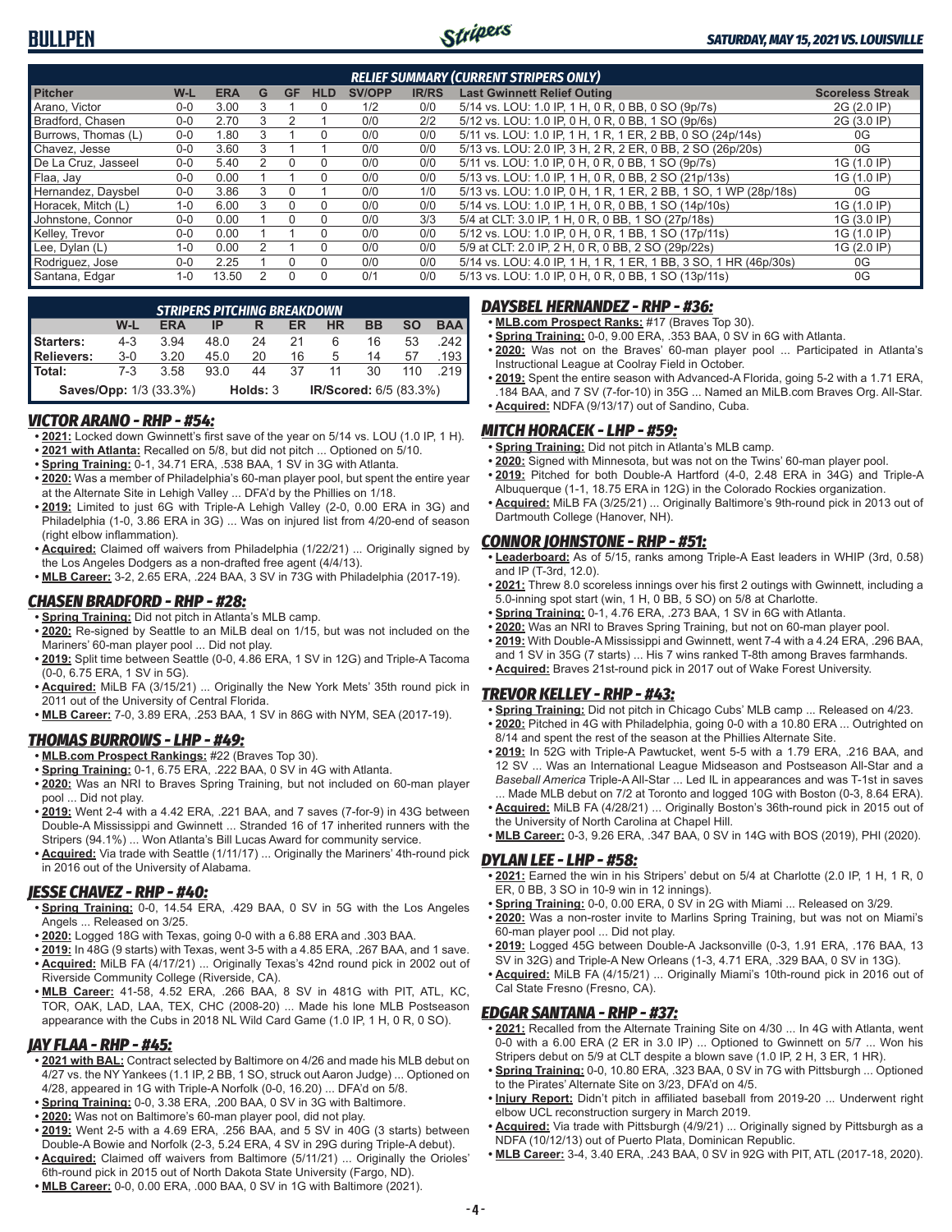# BULLPEN

*SATURDAY, MAY 15, 2021 VS. LOUISVILLE*

### RELIEF SUMMARY (CURRENT STRIPERS ONLY)

| Pitcher | W-L | ERA | G | GF | HLD | SV/OPP | IR/RS | Last Gwinnett Relief Outing | Scoreless Streak |
|---|---|---|---|---|---|---|---|---|---|
| Arano, Victor | 0-0 | 3.00 | 3 | 1 | 0 | 1/2 | 0/0 | 5/14 vs. LOU: 1.0 IP, 1 H, 0 R, 0 BB, 0 SO (9p/7s) | 2G (2.0 IP) |
| Bradford, Chasen | 0-0 | 2.70 | 3 | 2 | 1 | 0/0 | 2/2 | 5/12 vs. LOU: 1.0 IP, 0 H, 0 R, 0 BB, 1 SO (9p/6s) | 2G (3.0 IP) |
| Burrows, Thomas (L) | 0-0 | 1.80 | 3 | 1 | 0 | 0/0 | 0/0 | 5/11 vs. LOU: 1.0 IP, 1 H, 1 R, 1 ER, 2 BB, 0 SO (24p/14s) | 0G |
| Chavez, Jesse | 0-0 | 3.60 | 3 | 1 | 1 | 0/0 | 0/0 | 5/13 vs. LOU: 2.0 IP, 3 H, 2 R, 2 ER, 0 BB, 2 SO (26p/20s) | 0G |
| De La Cruz, Jasseel | 0-0 | 5.40 | 2 | 0 | 0 | 0/0 | 0/0 | 5/11 vs. LOU: 1.0 IP, 0 H, 0 R, 1 BB, 1 SO (9p/7s) | 1G (1.0 IP) |
| Flaa, Jay | 0-0 | 0.00 | 1 | 1 | 0 | 0/0 | 0/0 | 5/13 vs. LOU: 1.0 IP, 1 H, 0 R, 0 BB, 2 SO (21p/13s) | 1G (1.0 IP) |
| Hernandez, Daysbel | 0-0 | 3.86 | 3 | 0 | 1 | 0/0 | 1/0 | 5/13 vs. LOU: 1.0 IP, 0 H, 1 R, 1 ER, 2 BB, 1 SO, 1 WP (28p/18s) | 0G |
| Horacek, Mitch (L) | 1-0 | 6.00 | 3 | 0 | 0 | 0/0 | 0/0 | 5/14 vs. LOU: 1.0 IP, 1 H, 0 R, 0 BB, 1 SO (14p/10s) | 1G (1.0 IP) |
| Johnstone, Connor | 0-0 | 0.00 | 1 | 0 | 0 | 0/0 | 3/3 | 5/4 at CLT: 3.0 IP, 1 H, 0 R, 0 BB, 1 SO (27p/18s) | 1G (3.0 IP) |
| Kelley, Trevor | 0-0 | 0.00 | 1 | 1 | 0 | 0/0 | 0/0 | 5/12 vs. LOU: 1.0 IP, 0 H, 0 R, 1 BB, 1 SO (17p/11s) | 1G (1.0 IP) |
| Lee, Dylan (L) | 1-0 | 0.00 | 2 | 1 | 0 | 0/0 | 0/0 | 5/9 at CLT: 2.0 IP, 2 H, 0 R, 0 BB, 2 SO (29p/22s) | 1G (2.0 IP) |
| Rodriguez, Jose | 0-0 | 2.25 | 1 | 0 | 0 | 0/0 | 0/0 | 5/14 vs. LOU: 4.0 IP, 1 H, 1 R, 1 ER, 1 BB, 3 SO, 1 HR (46p/30s) | 0G |
| Santana, Edgar | 1-0 | 13.50 | 2 | 0 | 0 | 0/1 | 0/0 | 5/13 vs. LOU: 1.0 IP, 0 H, 0 R, 0 BB, 1 SO (13p/11s) | 0G |

### STRIPERS PITCHING BREAKDOWN

| | W-L | ERA | IP | R | ER | HR | BB | SO | BAA |
|---|---|---|---|---|---|---|---|---|---|
| Starters: | 4-3 | 3.94 | 48.0 | 24 | 21 | 6 | 16 | 53 | .242 |
| Relievers: | 3-0 | 3.20 | 45.0 | 20 | 16 | 5 | 14 | 57 | .193 |
| Total: | 7-3 | 3.58 | 93.0 | 44 | 37 | 11 | 30 | 110 | .219 |

**Saves/Opp:** 1/3 (33.3%) **Holds:** 3 **IR/Scored:** 6/5 (83.3%)

## VICTOR ARANO - RHP - #54:
- **2021:** Locked down Gwinnett's first save of the year on 5/14 vs. LOU (1.0 IP, 1 H).
- **2021 with Atlanta:** Recalled on 5/8, but did not pitch ... Optioned on 5/10.
- **Spring Training:** 0-1, 34.71 ERA, .538 BAA, 1 SV in 3G with Atlanta.
- **2020:** Was a member of Philadelphia's 60-man player pool, but spent the entire year at the Alternate Site in Lehigh Valley ... DFA'd by the Phillies on 1/18.
- **2019:** Limited to just 6G with Triple-A Lehigh Valley (2-0, 0.00 ERA in 3G) and Philadelphia (1-0, 3.86 ERA in 3G) ... Was on injured list from 4/20-end of season (right elbow inflammation).
- **Acquired:** Claimed off waivers from Philadelphia (1/22/21) ... Originally signed by the Los Angeles Dodgers as a non-drafted free agent (4/4/13).
- **MLB Career:** 3-2, 2.65 ERA, .224 BAA, 3 SV in 73G with Philadelphia (2017-19).

## CHASEN BRADFORD - RHP - #28:
- **Spring Training:** Did not pitch in Atlanta's MLB camp.
- **2020:** Re-signed by Seattle to an MiLB deal on 1/15, but was not included on the Mariners' 60-man player pool ... Did not play.
- **2019:** Split time between Seattle (0-0, 4.86 ERA, 1 SV in 12G) and Triple-A Tacoma (0-0, 6.75 ERA, 1 SV in 5G).
- **Acquired:** MiLB FA (3/15/21) ... Originally the New York Mets' 35th round pick in 2011 out of the University of Central Florida.
- **MLB Career:** 7-0, 3.89 ERA, .253 BAA, 1 SV in 86G with NYM, SEA (2017-19).

## THOMAS BURROWS - LHP - #49:
- **MLB.com Prospect Rankings:** #22 (Braves Top 30).
- **Spring Training:** 0-1, 6.75 ERA, .222 BAA, 0 SV in 4G with Atlanta.
- **2020:** Was an NRI to Braves Spring Training, but not included on 60-man player pool ... Did not play.
- **2019:** Went 2-4 with a 4.42 ERA, .221 BAA, and 7 saves (7-for-9) in 43G between Double-A Mississippi and Gwinnett ... Stranded 16 of 17 inherited runners with the Stripers (94.1%) ... Won Atlanta's Bill Lucas Award for community service.
- **Acquired:** Via trade with Seattle (1/11/17) ... Originally the Mariners' 4th-round pick in 2016 out of the University of Alabama.

## JESSE CHAVEZ - RHP - #40:
- **Spring Training:** 0-0, 14.54 ERA, .429 BAA, 0 SV in 5G with the Los Angeles Angels ... Released on 3/25.
- **2020:** Logged 18G with Texas, going 0-0 with a 6.88 ERA and .303 BAA.
- **2019:** In 48G (9 starts) with Texas, went 3-5 with a 4.85 ERA, .267 BAA, and 1 save.
- **Acquired:** MiLB FA (4/17/21) ... Originally Texas's 42nd round pick in 2002 out of Riverside Community College (Riverside, CA).
- **MLB Career:** 41-58, 4.52 ERA, .266 BAA, 8 SV in 481G with PIT, ATL, KC, TOR, OAK, LAD, LAA, TEX, CHC (2008-20) ... Made his lone MLB Postseason appearance with the Cubs in 2018 NL Wild Card Game (1.0 IP, 1 H, 0 R, 0 SO).

## JAY FLAA - RHP - #45:
- **2021 with BAL:** Contract selected by Baltimore on 4/26 and made his MLB debut on 4/27 vs. the NY Yankees (1.1 IP, 2 BB, 1 SO, struck out Aaron Judge) ... Optioned on 4/28, appeared in 1G with Triple-A Norfolk (0-0, 16.20) ... DFA'd on 5/8.
- **Spring Training:** 0-0, 3.38 ERA, .200 BAA, 0 SV in 3G with Baltimore.
- **2020:** Was not on Baltimore's 60-man player pool, did not play.
- **2019:** Went 2-5 with a 4.69 ERA, .256 BAA, and 5 SV in 40G (3 starts) between Double-A Bowie and Norfolk (2-3, 5.24 ERA, 4 SV in 29G during Triple-A debut).
- **Acquired:** Claimed off waivers from Baltimore (5/11/21) ... Originally the Orioles' 6th-round pick in 2015 out of North Dakota State University (Fargo, ND).
- **MLB Career:** 0-0, 0.00 ERA, .000 BAA, 0 SV in 1G with Baltimore (2021).

## DAYSBEL HERNANDEZ - RHP - #36:
- **MLB.com Prospect Ranks:** #17 (Braves Top 30).
- **Spring Training:** 0-0, 9.00 ERA, .353 BAA, 0 SV in 6G with Atlanta.
- **2020:** Was not on the Braves' 60-man player pool ... Participated in Atlanta's Instructional League at Coolray Field in October.
- **2019:** Spent the entire season with Advanced-A Florida, going 5-2 with a 1.71 ERA, .184 BAA, and 7 SV (7-for-10) in 35G ... Named an MiLB.com Braves Org. All-Star.
- **Acquired:** NDFA (9/13/17) out of Sandino, Cuba.

## MITCH HORACEK - LHP - #59:
- **Spring Training:** Did not pitch in Atlanta's MLB camp.
- **2020:** Signed with Minnesota, but was not on the Twins' 60-man player pool.
- **2019:** Pitched for both Double-A Hartford (4-0, 2.48 ERA in 34G) and Triple-A Albuquerque (1-1, 18.75 ERA in 12G) in the Colorado Rockies organization.
- **Acquired:** MiLB FA (3/25/21) ... Originally Baltimore's 9th-round pick in 2013 out of Dartmouth College (Hanover, NH).

## CONNOR JOHNSTONE - RHP - #51:
- **Leaderboard:** As of 5/15, ranks among Triple-A East leaders in WHIP (3rd, 0.58) and IP (T-3rd, 12.0).
- **2021:** Threw 8.0 scoreless innings over his first 2 outings with Gwinnett, including a 5.0-inning spot start (win, 1 H, 0 BB, 5 SO) on 5/8 at Charlotte.
- **Spring Training:** 0-1, 4.76 ERA, .273 BAA, 1 SV in 6G with Atlanta.
- **2020:** Was an NRI to Braves Spring Training, but not on 60-man player pool.
- **2019:** With Double-A Mississippi and Gwinnett, went 7-4 with a 4.24 ERA, .296 BAA, and 1 SV in 35G (7 starts) ... His 7 wins ranked T-8th among Braves farmhands.
- **Acquired:** Braves 21st-round pick in 2017 out of Wake Forest University.

## TREVOR KELLEY - RHP - #43:
- **Spring Training:** Did not pitch in Chicago Cubs' MLB camp ... Released on 4/23.
- **2020:** Pitched in 4G with Philadelphia, going 0-0 with a 10.80 ERA ... Outrighted on 8/14 and spent the rest of the season at the Phillies Alternate Site.
- **2019:** In 52G with Triple-A Pawtucket, went 5-5 with a 1.79 ERA, .216 BAA, and 12 SV ... Was an International League Midseason and Postseason All-Star and a *Baseball America* Triple-A All-Star ... Led IL in appearances and was T-1st in saves ... Made MLB debut on 7/2 at Toronto and logged 10G with Boston (0-3, 8.64 ERA).
- **Acquired:** MiLB FA (4/28/21) ... Originally Boston's 36th-round pick in 2015 out of the University of North Carolina at Chapel Hill.
- **MLB Career:** 0-3, 9.26 ERA, .347 BAA, 0 SV in 14G with BOS (2019), PHI (2020).

## DYLAN LEE - LHP - #58:
- **2021:** Earned the win in his Stripers' debut on 5/4 at Charlotte (2.0 IP, 1 H, 1 R, 0 ER, 0 BB, 3 SO in 10-9 win in 12 innings).
- **Spring Training:** 0-0, 0.00 ERA, 0 SV in 2G with Miami ... Released on 3/29.
- **2020:** Was a non-roster invite to Marlins Spring Training, but was not on Miami's 60-man player pool ... Did not play.
- **2019:** Logged 45G between Double-A Jacksonville (0-3, 1.91 ERA, .176 BAA, 13 SV in 32G) and Triple-A New Orleans (1-3, 4.71 ERA, .329 BAA, 0 SV in 13G).
- **Acquired:** MiLB FA (4/15/21) ... Originally Miami's 10th-round pick in 2016 out of Cal State Fresno (Fresno, CA).

## EDGAR SANTANA - RHP - #37:
- **2021:** Recalled from the Alternate Training Site on 4/30 ... In 4G with Atlanta, went 0-0 with a 6.00 ERA (2 ER in 3.0 IP) ... Optioned to Gwinnett on 5/7 ... Won his Stripers debut on 5/9 at CLT despite a blown save (1.0 IP, 2 H, 3 ER, 1 HR).
- **Spring Training:** 0-0, 10.80 ERA, .323 BAA, 0 SV in 7G with Pittsburgh ... Optioned to the Pirates' Alternate Site on 3/23, DFA'd on 4/5.
- **Injury Report:** Didn't pitch in affiliated baseball from 2019-20 ... Underwent right elbow UCL reconstruction surgery in March 2019.
- **Acquired:** Via trade with Pittsburgh (4/9/21) ... Originally signed by Pittsburgh as a NDFA (10/12/13) out of Puerto Plata, Dominican Republic.
- **MLB Career:** 3-4, 3.40 ERA, .243 BAA, 0 SV in 92G with PIT, ATL (2017-18, 2020).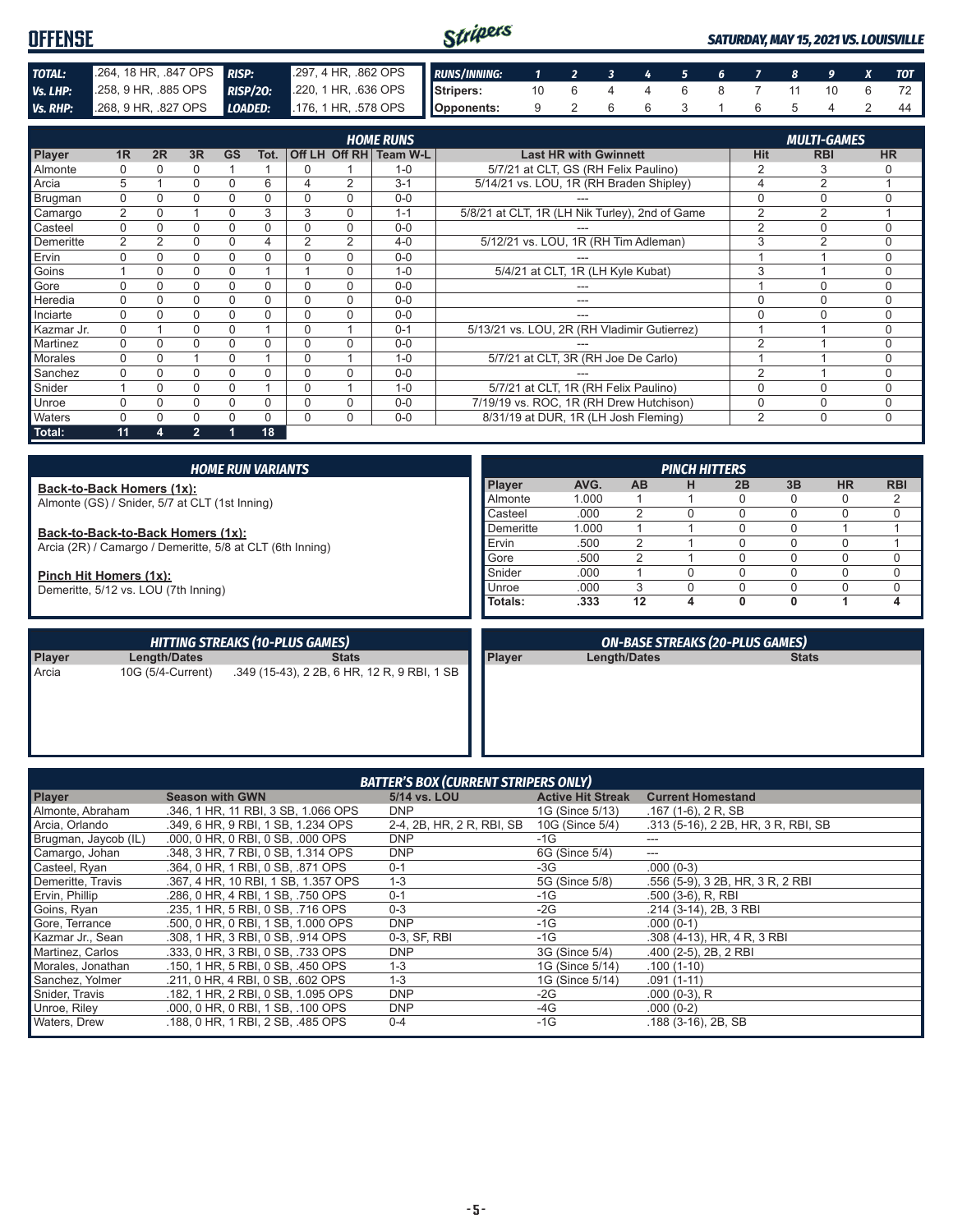# OFFENSE

*SATURDAY, MAY 15, 2021 VS. LOUISVILLE*

| | | | |
|---|---|---|---|
| **TOTAL:** | .264, 18 HR, .847 OPS | **RISP:** | .297, 4 HR, .862 OPS |
| **Vs. LHP:** | .258, 9 HR, .885 OPS | **RISP/2O:** | .220, 1 HR, .636 OPS |
| **Vs. RHP:** | .268, 9 HR, .827 OPS | **LOADED:** | .176, 1 HR, .578 OPS |

| RUNS/INNING: | 1 | 2 | 3 | 4 | 5 | 6 | 7 | 8 | 9 | X | TOT |
|---|---|---|---|---|---|---|---|---|---|---|---|
| Stripers: | 10 | 6 | 4 | 4 | 6 | 8 | 7 | 11 | 10 | 6 | 72 |
| Opponents: | 9 | 2 | 6 | 6 | 3 | 1 | 6 | 5 | 4 | 2 | 44 |

| HOME RUNS | | | | | | | | | | MULTI-GAMES | | |
|---|---|---|---|---|---|---|---|---|---|---|---|---|
| Player | 1R | 2R | 3R | GS | Tot. | Off LH | Off RH | Team W-L | Last HR with Gwinnett | Hit | RBI | HR |
| Almonte | 0 | 0 | 0 | 1 | 1 | 0 | 1 | 1-0 | 5/7/21 at CLT, GS (RH Felix Paulino) | 2 | 3 | 0 |
| Arcia | 5 | 1 | 0 | 0 | 6 | 4 | 2 | 3-1 | 5/14/21 vs. LOU, 1R (RH Braden Shipley) | 4 | 2 | 1 |
| Brugman | 0 | 0 | 0 | 0 | 0 | 0 | 0 | 0-0 | --- | 0 | 0 | 0 |
| Camargo | 2 | 0 | 1 | 0 | 3 | 3 | 0 | 1-1 | 5/8/21 at CLT, 1R (LH Nik Turley), 2nd of Game | 2 | 2 | 1 |
| Casteel | 0 | 0 | 0 | 0 | 0 | 0 | 0 | 0-0 | --- | 2 | 0 | 0 |
| Demeritte | 2 | 2 | 0 | 0 | 4 | 2 | 2 | 4-0 | 5/12/21 vs. LOU, 1R (RH Tim Adleman) | 3 | 2 | 0 |
| Ervin | 0 | 0 | 0 | 0 | 0 | 0 | 0 | 0-0 | --- | 1 | 1 | 0 |
| Goins | 1 | 0 | 0 | 0 | 1 | 1 | 0 | 1-0 | 5/4/21 at CLT, 1R (LH Kyle Kubat) | 3 | 1 | 0 |
| Gore | 0 | 0 | 0 | 0 | 0 | 0 | 0 | 0-0 | --- | 1 | 0 | 0 |
| Heredia | 0 | 0 | 0 | 0 | 0 | 0 | 0 | 0-0 | --- | 0 | 0 | 0 |
| Inciarte | 0 | 0 | 0 | 0 | 0 | 0 | 0 | 0-0 | --- | 0 | 0 | 0 |
| Kazmar Jr. | 0 | 1 | 0 | 0 | 1 | 0 | 1 | 0-1 | 5/13/21 vs. LOU, 2R (RH Vladimir Gutierrez) | 1 | 1 | 0 |
| Martinez | 0 | 0 | 0 | 0 | 0 | 0 | 0 | 0-0 | --- | 2 | 1 | 0 |
| Morales | 0 | 0 | 1 | 0 | 1 | 0 | 1 | 1-0 | 5/7/21 at CLT, 3R (RH Joe De Carlo) | 1 | 1 | 0 |
| Sanchez | 0 | 0 | 0 | 0 | 0 | 0 | 0 | 0-0 | --- | 2 | 1 | 0 |
| Snider | 1 | 0 | 0 | 0 | 1 | 0 | 1 | 1-0 | 5/7/21 at CLT, 1R (RH Felix Paulino) | 0 | 0 | 0 |
| Unroe | 0 | 0 | 0 | 0 | 0 | 0 | 0 | 0-0 | 7/19/19 vs. ROC, 1R (RH Drew Hutchison) | 0 | 0 | 0 |
| Waters | 0 | 0 | 0 | 0 | 0 | 0 | 0 | 0-0 | 8/31/19 at DUR, 1R (LH Josh Fleming) | 2 | 0 | 0 |
| **Total:** | **11** | **4** | **2** | **1** | **18** | | | | | | | |

## HOME RUN VARIANTS

**Back-to-Back Homers (1x):**
Almonte (GS) / Snider, 5/7 at CLT (1st Inning)

**Back-to-Back-to-Back Homers (1x):**
Arcia (2R) / Camargo / Demeritte, 5/8 at CLT (6th Inning)

**Pinch Hit Homers (1x):**
Demeritte, 5/12 vs. LOU (7th Inning)

## PINCH HITTERS

| Player | AVG. | AB | H | 2B | 3B | HR | RBI |
|---|---|---|---|---|---|---|---|
| Almonte | 1.000 | 1 | 1 | 0 | 0 | 0 | 2 |
| Casteel | .000 | 2 | 0 | 0 | 0 | 0 | 0 |
| Demeritte | 1.000 | 1 | 1 | 0 | 0 | 1 | 1 |
| Ervin | .500 | 2 | 1 | 0 | 0 | 0 | 1 |
| Gore | .500 | 2 | 1 | 0 | 0 | 0 | 0 |
| Snider | .000 | 1 | 0 | 0 | 0 | 0 | 0 |
| Unroe | .000 | 3 | 0 | 0 | 0 | 0 | 0 |
| **Totals:** | **.333** | **12** | **4** | **0** | **0** | **1** | **4** |

## HITTING STREAKS (10-PLUS GAMES)

| Player | Length/Dates | Stats |
|---|---|---|
| Arcia | 10G (5/4-Current) | .349 (15-43), 2 2B, 6 HR, 12 R, 9 RBI, 1 SB |

## ON-BASE STREAKS (20-PLUS GAMES)

| Player | Length/Dates | Stats |
|---|---|---|

## BATTER'S BOX (CURRENT STRIPERS ONLY)

| Player | Season with GWN | 5/14 vs. LOU | Active Hit Streak | Current Homestand |
|---|---|---|---|---|
| Almonte, Abraham | .346, 1 HR, 11 RBI, 3 SB, 1.066 OPS | DNP | 1G (Since 5/13) | .167 (1-6), 2 R, SB |
| Arcia, Orlando | .349, 6 HR, 9 RBI, 1 SB, 1.234 OPS | 2-4, 2B, HR, 2 R, RBI, SB | 10G (Since 5/4) | .313 (5-16), 2 2B, HR, 3 R, RBI, SB |
| Brugman, Jaycob (IL) | .000, 0 HR, 0 RBI, 0 SB, .000 OPS | DNP | -1G | --- |
| Camargo, Johan | .348, 3 HR, 7 RBI, 0 SB, 1.314 OPS | DNP | 6G (Since 5/4) | --- |
| Casteel, Ryan | .364, 0 HR, 1 RBI, 0 SB, .871 OPS | 0-1 | -3G | .000 (0-3) |
| Demeritte, Travis | .367, 4 HR, 10 RBI, 1 SB, 1.357 OPS | 1-3 | 5G (Since 5/8) | .556 (5-9), 3 2B, HR, 3 R, 2 RBI |
| Ervin, Phillip | .286, 0 HR, 4 RBI, 1 SB, .750 OPS | 0-1 | -1G | .500 (3-6), R, RBI |
| Goins, Ryan | .235, 1 HR, 5 RBI, 0 SB, .716 OPS | 0-3 | -2G | .214 (3-14), 2B, 3 RBI |
| Gore, Terrance | .500, 0 HR, 0 RBI, 1 SB, 1.000 OPS | DNP | -1G | .000 (0-1) |
| Kazmar Jr., Sean | .308, 1 HR, 3 RBI, 0 SB, .914 OPS | 0-3, SF, RBI | -1G | .308 (4-13), HR, 4 R, 3 RBI |
| Martinez, Carlos | .333, 0 HR, 3 RBI, 0 SB, .733 OPS | DNP | 3G (Since 5/4) | .400 (2-5), 2B, 2 RBI |
| Morales, Jonathan | .150, 1 HR, 5 RBI, 0 SB, .450 OPS | 1-3 | 1G (Since 5/14) | .100 (1-10) |
| Sanchez, Yolmer | .211, 0 HR, 4 RBI, 0 SB, .602 OPS | 1-3 | 1G (Since 5/14) | .091 (1-11) |
| Snider, Travis | .182, 1 HR, 2 RBI, 0 SB, 1.095 OPS | DNP | -2G | .000 (0-3), R |
| Unroe, Riley | .000, 0 HR, 0 RBI, 1 SB, .100 OPS | DNP | -4G | .000 (0-2) |
| Waters, Drew | .188, 0 HR, 1 RBI, 2 SB, .485 OPS | 0-4 | -1G | .188 (3-16), 2B, SB |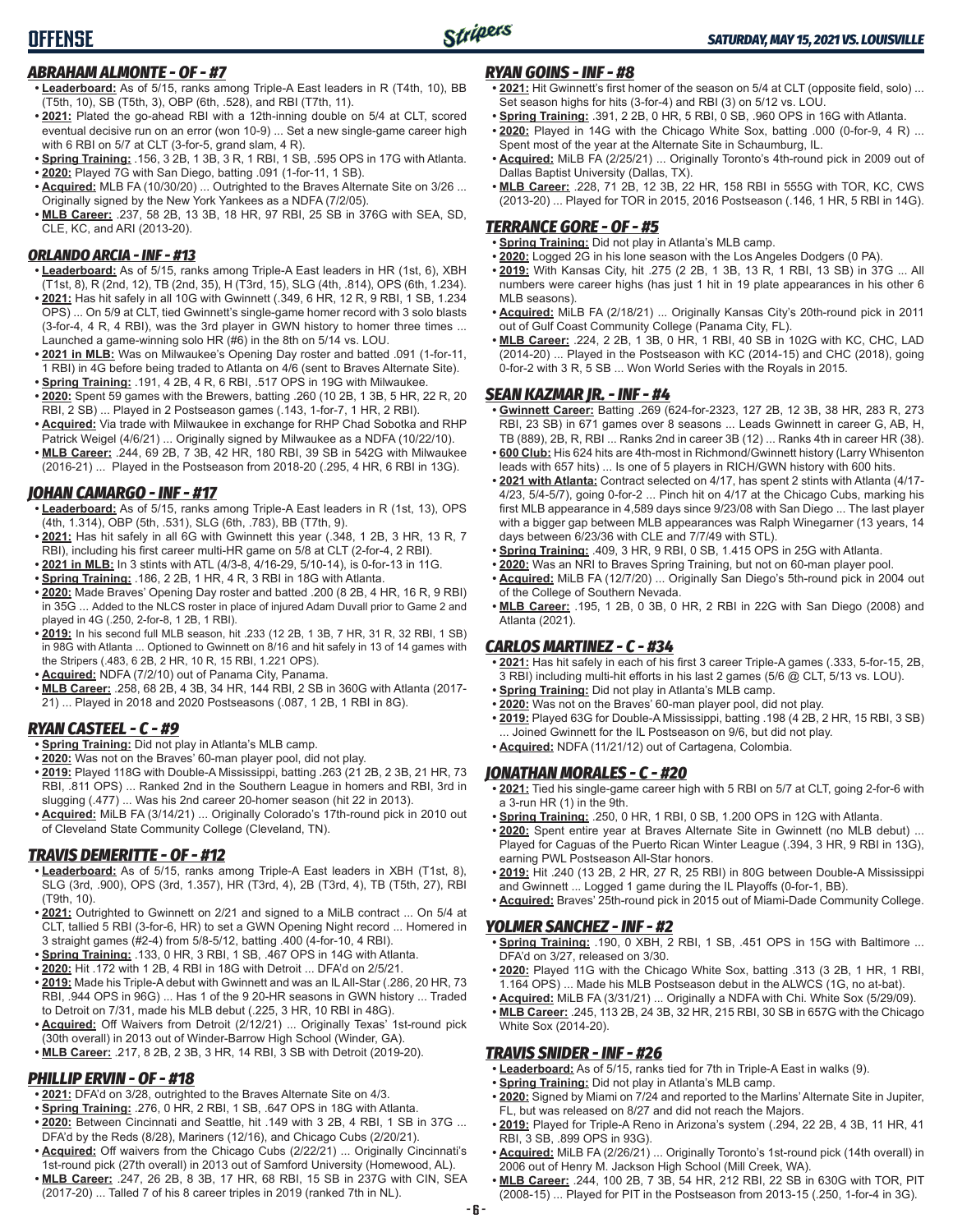# OFFENSE

*SATURDAY, MAY 15, 2021 VS. LOUISVILLE*

### *ABRAHAM ALMONTE - OF - #7*

- **Leaderboard:** As of 5/15, ranks among Triple-A East leaders in R (T4th, 10), BB (T5th, 10), SB (T5th, 3), OBP (6th, .528), and RBI (T7th, 11).
- **2021:** Plated the go-ahead RBI with a 12th-inning double on 5/4 at CLT, scored eventual decisive run on an error (won 10-9) ... Set a new single-game career high with 6 RBI on 5/7 at CLT (3-for-5, grand slam, 4 R).
- **Spring Training:** .156, 3 2B, 1 3B, 3 R, 1 RBI, 1 SB, .595 OPS in 17G with Atlanta.
- **2020:** Played 7G with San Diego, batting .091 (1-for-11, 1 SB).
- **Acquired:** MLB FA (10/30/20) ... Outrighted to the Braves Alternate Site on 3/26 ... Originally signed by the New York Yankees as a NDFA (7/2/05).
- **MLB Career:** .237, 58 2B, 13 3B, 18 HR, 97 RBI, 25 SB in 376G with SEA, SD, CLE, KC, and ARI (2013-20).

### *ORLANDO ARCIA - INF - #13*

- **Leaderboard:** As of 5/15, ranks among Triple-A East leaders in HR (1st, 6), XBH (T1st, 8), R (2nd, 12), TB (2nd, 35), H (T3rd, 15), SLG (4th, .814), OPS (6th, 1.234).
- **2021:** Has hit safely in all 10G with Gwinnett (.349, 6 HR, 12 R, 9 RBI, 1 SB, 1.234 OPS) ... On 5/9 at CLT, tied Gwinnett's single-game homer record with 3 solo blasts (3-for-4, 4 R, 4 RBI), was the 3rd player in GWN history to homer three times ... Launched a game-winning solo HR (#6) in the 8th on 5/14 vs. LOU.
- **2021 in MLB:** Was on Milwaukee's Opening Day roster and batted .091 (1-for-11, 1 RBI) in 4G before being traded to Atlanta on 4/6 (sent to Braves Alternate Site).
- **Spring Training:** .191, 4 2B, 4 R, 6 RBI, .517 OPS in 19G with Milwaukee.
- **2020:** Spent 59 games with the Brewers, batting .260 (10 2B, 1 3B, 5 HR, 22 R, 20 RBI, 2 SB) ... Played in 2 Postseason games (.143, 1-for-7, 1 HR, 2 RBI).
- **Acquired:** Via trade with Milwaukee in exchange for RHP Chad Sobotka and RHP Patrick Weigel (4/6/21) ... Originally signed by Milwaukee as a NDFA (10/22/10).
- **MLB Career:** .244, 69 2B, 7 3B, 42 HR, 180 RBI, 39 SB in 542G with Milwaukee (2016-21) ... Played in the Postseason from 2018-20 (.295, 4 HR, 6 RBI in 13G).

### *JOHAN CAMARGO - INF - #17*

- **Leaderboard:** As of 5/15, ranks among Triple-A East leaders in R (1st, 13), OPS (4th, 1.314), OBP (5th, .531), SLG (6th, .783), BB (T7th, 9).
- **2021:** Has hit safely in all 6G with Gwinnett this year (.348, 1 2B, 3 HR, 13 R, 7 RBI), including his first career multi-HR game on 5/8 at CLT (2-for-4, 2 RBI).
- **2021 in MLB:** In 3 stints with ATL (4/3-8, 4/16-29, 5/10-14), is 0-for-13 in 11G.
- **Spring Training:** .186, 2 2B, 1 HR, 4 R, 3 RBI in 18G with Atlanta.
- **2020:** Made Braves' Opening Day roster and batted .200 (8 2B, 4 HR, 16 R, 9 RBI) in 35G ... Added to the NLCS roster in place of injured Adam Duvall prior to Game 2 and played in 4G (.250, 2-for-8, 1 2B, 1 RBI).
- **2019:** In his second full MLB season, hit .233 (12 2B, 1 3B, 7 HR, 31 R, 32 RBI, 1 SB) in 98G with Atlanta ... Optioned to Gwinnett on 8/16 and hit safely in 13 of 14 games with the Stripers (.483, 6 2B, 2 HR, 10 R, 15 RBI, 1.221 OPS).
- **Acquired:** NDFA (7/2/10) out of Panama City, Panama.
- **MLB Career:** .258, 68 2B, 4 3B, 34 HR, 144 RBI, 2 SB in 360G with Atlanta (2017-21) ... Played in 2018 and 2020 Postseasons (.087, 1 2B, 1 RBI in 8G).

### *RYAN CASTEEL - C - #9*

- **Spring Training:** Did not play in Atlanta's MLB camp.
- **2020:** Was not on the Braves' 60-man player pool, did not play.
- **2019:** Played 118G with Double-A Mississippi, batting .263 (21 2B, 2 3B, 21 HR, 73 RBI, .811 OPS) ... Ranked 2nd in the Southern League in homers and RBI, 3rd in slugging (.477) ... Was his 2nd career 20-homer season (hit 22 in 2013).
- **Acquired:** MiLB FA (3/14/21) ... Originally Colorado's 17th-round pick in 2010 out of Cleveland State Community College (Cleveland, TN).

### *TRAVIS DEMERITTE - OF - #12*

- **Leaderboard:** As of 5/15, ranks among Triple-A East leaders in XBH (T1st, 8), SLG (3rd, .900), OPS (3rd, 1.357), HR (T3rd, 4), 2B (T3rd, 4), TB (T5th, 27), RBI (T9th, 10).
- **2021:** Outrighted to Gwinnett on 2/21 and signed to a MiLB contract ... On 5/4 at CLT, tallied 5 RBI (3-for-6, HR) to set a GWN Opening Night record ... Homered in 3 straight games (#2-4) from 5/8-5/12, batting .400 (4-for-10, 4 RBI).
- **Spring Training:** .133, 0 HR, 3 RBI, 1 SB, .467 OPS in 14G with Atlanta.
- **2020:** Hit .172 with 1 2B, 4 RBI in 18G with Detroit ... DFA'd on 2/5/21.
- **2019:** Made his Triple-A debut with Gwinnett and was an IL All-Star (.286, 20 HR, 73 RBI, .944 OPS in 96G) ... Has 1 of the 9 20-HR seasons in GWN history ... Traded to Detroit on 7/31, made his MLB debut (.225, 3 HR, 10 RBI in 48G).
- **Acquired:** Off Waivers from Detroit (2/12/21) ... Originally Texas' 1st-round pick (30th overall) in 2013 out of Winder-Barrow High School (Winder, GA).
- **MLB Career:** .217, 8 2B, 2 3B, 3 HR, 14 RBI, 3 SB with Detroit (2019-20).

### *PHILLIP ERVIN - OF - #18*

- **2021:** DFA'd on 3/28, outrighted to the Braves Alternate Site on 4/3.
- **Spring Training:** .276, 0 HR, 2 RBI, 1 SB, .647 OPS in 18G with Atlanta.
- **2020:** Between Cincinnati and Seattle, hit .149 with 3 2B, 4 RBI, 1 SB in 37G ... DFA'd by the Reds (8/28), Mariners (12/16), and Chicago Cubs (2/20/21).
- **Acquired:** Off waivers from the Chicago Cubs (2/22/21) ... Originally Cincinnati's 1st-round pick (27th overall) in 2013 out of Samford University (Homewood, AL).
- **MLB Career:** .247, 26 2B, 8 3B, 17 HR, 68 RBI, 15 SB in 237G with CIN, SEA (2017-20) ... Talled 7 of his 8 career triples in 2019 (ranked 7th in NL).

### *RYAN GOINS - INF - #8*

- **2021:** Hit Gwinnett's first homer of the season on 5/4 at CLT (opposite field, solo) ... Set season highs for hits (3-for-4) and RBI (3) on 5/12 vs. LOU.
- **Spring Training:** .391, 2 2B, 0 HR, 5 RBI, 0 SB, .960 OPS in 16G with Atlanta.
- **2020:** Played in 14G with the Chicago White Sox, batting .000 (0-for-9, 4 R) ... Spent most of the year at the Alternate Site in Schaumburg, IL.
- **Acquired:** MiLB FA (2/25/21) ... Originally Toronto's 4th-round pick in 2009 out of Dallas Baptist University (Dallas, TX).
- **MLB Career:** .228, 71 2B, 12 3B, 22 HR, 158 RBI in 555G with TOR, KC, CWS (2013-20) ... Played for TOR in 2015, 2016 Postseason (.146, 1 HR, 5 RBI in 14G).

### *TERRANCE GORE - OF - #5*

- **Spring Training:** Did not play in Atlanta's MLB camp.
- **2020:** Logged 2G in his lone season with the Los Angeles Dodgers (0 PA).
- **2019:** With Kansas City, hit .275 (2 2B, 1 3B, 13 R, 1 RBI, 13 SB) in 37G ... All numbers were career highs (has just 1 hit in 19 plate appearances in his other 6 MLB seasons).
- **Acquired:** MiLB FA (2/18/21) ... Originally Kansas City's 20th-round pick in 2011 out of Gulf Coast Community College (Panama City, FL).
- **MLB Career:** .224, 2 2B, 1 3B, 0 HR, 1 RBI, 40 SB in 102G with KC, CHC, LAD (2014-20) ... Played in the Postseason with KC (2014-15) and CHC (2018), going 0-for-2 with 3 R, 5 SB ... Won World Series with the Royals in 2015.

### *SEAN KAZMAR JR. - INF - #4*

- **Gwinnett Career:** Batting .269 (624-for-2323, 127 2B, 12 3B, 38 HR, 283 R, 273 RBI, 23 SB) in 671 games over 8 seasons ... Leads Gwinnett in career G, AB, H, TB (889), 2B, R, RBI ... Ranks 2nd in career 3B (12) ... Ranks 4th in career HR (38).
- **600 Club:** His 624 hits are 4th-most in Richmond/Gwinnett history (Larry Whisenton leads with 657 hits) ... Is one of 5 players in RICH/GWN history with 600 hits.
- **2021 with Atlanta:** Contract selected on 4/17, has spent 2 stints with Atlanta (4/17-4/23, 5/4-5/7), going 0-for-2 ... Pinch hit on 4/17 at the Chicago Cubs, marking his first MLB appearance in 4,589 days since 9/23/08 with San Diego ... The last player with a bigger gap between MLB appearances was Ralph Winegarner (13 years, 14 days between 6/23/36 with CLE and 7/7/49 with STL).
- **Spring Training:** .409, 3 HR, 9 RBI, 0 SB, 1.415 OPS in 25G with Atlanta.
- **2020:** Was an NRI to Braves Spring Training, but not on 60-man player pool.
- **Acquired:** MiLB FA (12/7/20) ... Originally San Diego's 5th-round pick in 2004 out of the College of Southern Nevada.
- **MLB Career:** .195, 1 2B, 0 3B, 0 HR, 2 RBI in 22G with San Diego (2008) and Atlanta (2021).

### *CARLOS MARTINEZ - C - #34*

- **2021:** Has hit safely in each of his first 3 career Triple-A games (.333, 5-for-15, 2B, 3 RBI) including multi-hit efforts in his last 2 games (5/6 @ CLT, 5/13 vs. LOU).
- **Spring Training:** Did not play in Atlanta's MLB camp.
- **2020:** Was not on the Braves' 60-man player pool, did not play.
- **2019:** Played 63G for Double-A Mississippi, batting .198 (4 2B, 2 HR, 15 RBI, 3 SB) ... Joined Gwinnett for the IL Postseason on 9/6, but did not play.
- **Acquired:** NDFA (11/21/12) out of Cartagena, Colombia.

### *JONATHAN MORALES - C - #20*

- **2021:** Tied his single-game career high with 5 RBI on 5/7 at CLT, going 2-for-6 with a 3-run HR (1) in the 9th.
- **Spring Training:** .250, 0 HR, 1 RBI, 0 SB, 1.200 OPS in 12G with Atlanta.
- **2020:** Spent entire year at Braves Alternate Site in Gwinnett (no MLB debut) ... Played for Caguas of the Puerto Rican Winter League (.394, 3 HR, 9 RBI in 13G), earning PWL Postseason All-Star honors.
- **2019:** Hit .240 (13 2B, 2 HR, 27 R, 25 RBI) in 80G between Double-A Mississippi and Gwinnett ... Logged 1 game during the IL Playoffs (0-for-1, BB).
- **Acquired:** Braves' 25th-round pick in 2015 out of Miami-Dade Community College.

### *YOLMER SANCHEZ - INF - #2*

- **Spring Training:** .190, 0 XBH, 2 RBI, 1 SB, .451 OPS in 15G with Baltimore ... DFA'd on 3/27, released on 3/30.
- **2020:** Played 11G with the Chicago White Sox, batting .313 (3 2B, 1 HR, 1 RBI, 1.164 OPS) ... Made his MLB Postseason debut in the ALWCS (1G, no at-bat).
- **Acquired:** MiLB FA (3/31/21) ... Originally a NDFA with Chi. White Sox (5/29/09).
- **MLB Career:** .245, 113 2B, 24 3B, 32 HR, 215 RBI, 30 SB in 657G with the Chicago White Sox (2014-20).

### *TRAVIS SNIDER - INF - #26*

- **Leaderboard:** As of 5/15, ranks tied for 7th in Triple-A East in walks (9).
- **Spring Training:** Did not play in Atlanta's MLB camp.
- **2020:** Signed by Miami on 7/24 and reported to the Marlins' Alternate Site in Jupiter, FL, but was released on 8/27 and did not reach the Majors.
- **2019:** Played for Triple-A Reno in Arizona's system (.294, 22 2B, 4 3B, 11 HR, 41 RBI, 3 SB, .899 OPS in 93G).
- **Acquired:** MiLB FA (2/26/21) ... Originally Toronto's 1st-round pick (14th overall) in 2006 out of Henry M. Jackson High School (Mill Creek, WA).
- **MLB Career:** .244, 100 2B, 7 3B, 54 HR, 212 RBI, 22 SB in 630G with TOR, PIT (2008-15) ... Played for PIT in the Postseason from 2013-15 (.250, 1-for-4 in 3G).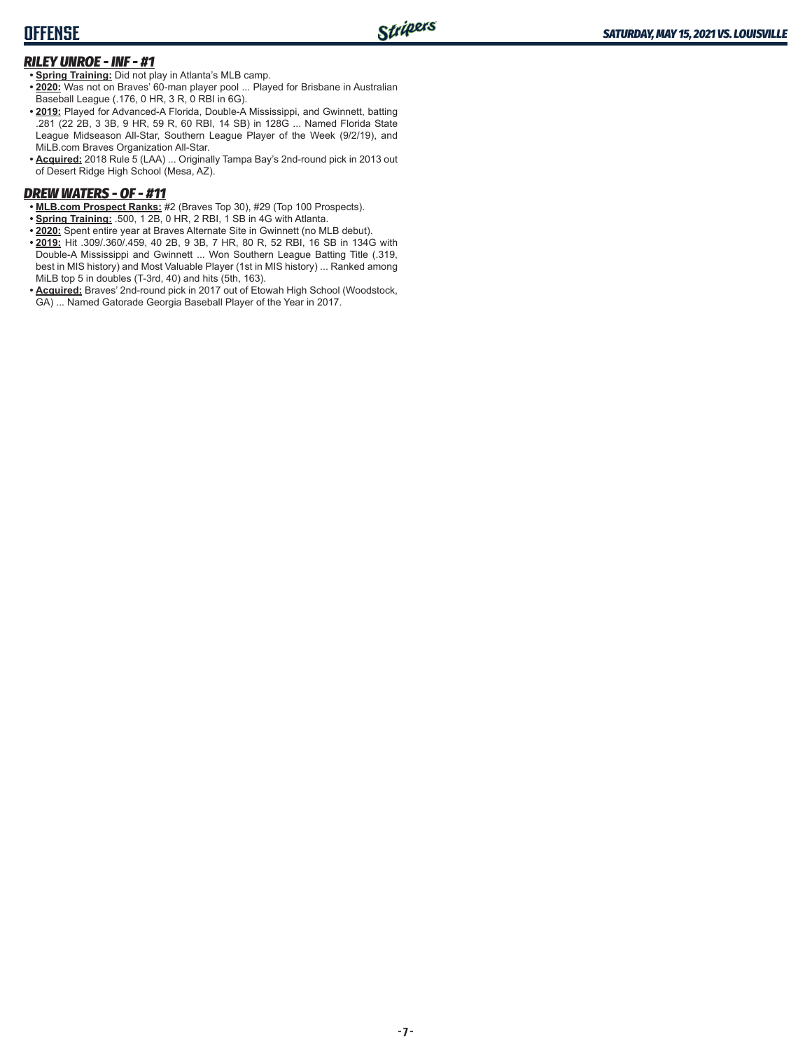## OFFENSE

### *RILEY UNROE - INF - #1*

- **Spring Training:** Did not play in Atlanta's MLB camp.
- **2020:** Was not on Braves' 60-man player pool ... Played for Brisbane in Australian Baseball League (.176, 0 HR, 3 R, 0 RBI in 6G).
- **2019:** Played for Advanced-A Florida, Double-A Mississippi, and Gwinnett, batting .281 (22 2B, 3 3B, 9 HR, 59 R, 60 RBI, 14 SB) in 128G ... Named Florida State League Midseason All-Star, Southern League Player of the Week (9/2/19), and MiLB.com Braves Organization All-Star.
- **Acquired:** 2018 Rule 5 (LAA) ... Originally Tampa Bay's 2nd-round pick in 2013 out of Desert Ridge High School (Mesa, AZ).

### *DREW WATERS - OF - #11*

- **MLB.com Prospect Ranks:** #2 (Braves Top 30), #29 (Top 100 Prospects).
- **Spring Training:** .500, 1 2B, 0 HR, 2 RBI, 1 SB in 4G with Atlanta.
- **2020:** Spent entire year at Braves Alternate Site in Gwinnett (no MLB debut).
- **2019:** Hit .309/.360/.459, 40 2B, 9 3B, 7 HR, 80 R, 52 RBI, 16 SB in 134G with Double-A Mississippi and Gwinnett ... Won Southern League Batting Title (.319, best in MIS history) and Most Valuable Player (1st in MIS history) ... Ranked among MiLB top 5 in doubles (T-3rd, 40) and hits (5th, 163).
- **Acquired:** Braves' 2nd-round pick in 2017 out of Etowah High School (Woodstock, GA) ... Named Gatorade Georgia Baseball Player of the Year in 2017.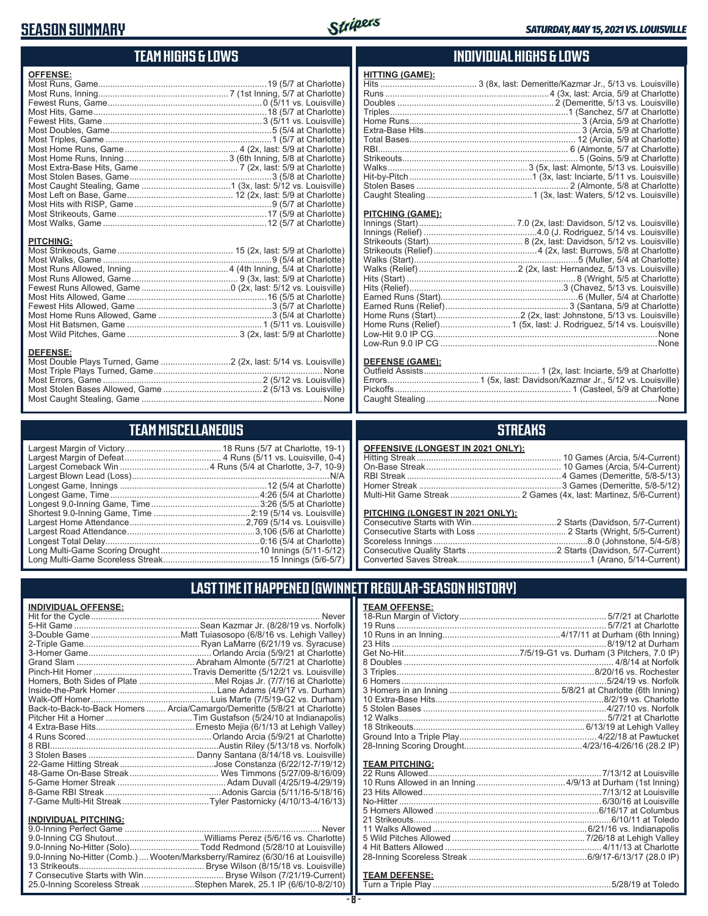# SEASON SUMMARY

*SATURDAY, MAY 15, 2021 VS. LOUISVILLE*

## TEAM HIGHS & LOWS

**OFFENSE:**

| | |
|---|---|
| Most Runs, Game | 19 (5/7 at Charlotte) |
| Most Runs, Inning | 7 (1st Inning, 5/7 at Charlotte) |
| Fewest Runs, Game | 0 (5/11 vs. Louisville) |
| Most Hits, Game | 18 (5/7 at Charlotte) |
| Fewest Hits, Game | 3 (5/11 vs. Louisville) |
| Most Doubles, Game | 5 (5/4 at Charlotte) |
| Most Triples, Game | 1 (5/7 at Charlotte) |
| Most Home Runs, Game | 4 (2x, last: 5/9 at Charlotte) |
| Most Home Runs, Inning | 3 (6th Inning, 5/8 at Charlotte) |
| Most Extra-Base Hits, Game | 7 (2x, last: 5/9 at Charlotte) |
| Most Stolen Bases, Game | 3 (5/8 at Charlotte) |
| Most Caught Stealing, Game | 1 (3x, last: 5/12 vs. Louisville) |
| Most Left on Base, Game | 12 (2x, last: 5/9 at Charlotte) |
| Most Hits with RISP, Game | 9 (5/7 at Charlotte) |
| Most Strikeouts, Game | 17 (5/9 at Charlotte) |
| Most Walks, Game | 12 (5/7 at Charlotte) |

**PITCHING:**

| | |
|---|---|
| Most Strikeouts, Game | 15 (2x, last: 5/9 at Charlotte) |
| Most Walks, Game | 9 (5/4 at Charlotte) |
| Most Runs Allowed, Inning | 4 (4th Inning, 5/4 at Charlotte) |
| Most Runs Allowed, Game | 9 (3x, last: 5/9 at Charlotte) |
| Fewest Runs Allowed, Game | 0 (2x, last: 5/12 vs. Louisville) |
| Most Hits Allowed, Game | 16 (5/5 at Charlotte) |
| Fewest Hits Allowed, Game | 3 (5/7 at Charlotte) |
| Most Home Runs Allowed, Game | 3 (5/4 at Charlotte) |
| Most Hit Batsmen, Game | 1 (5/11 vs. Louisville) |
| Most Wild Pitches, Game | 3 (2x, last: 5/9 at Charlotte) |

**DEFENSE:**

| | |
|---|---|
| Most Double Plays Turned, Game | 2 (2x, last: 5/14 vs. Louisville) |
| Most Triple Plays Turned, Game | None |
| Most Errors, Game | 2 (5/12 vs. Louisville) |
| Most Stolen Bases Allowed, Game | 2 (5/13 vs. Louisville) |
| Most Caught Stealing, Game | None |

## INDIVIDUAL HIGHS & LOWS

**HITTING (GAME):**

| | |
|---|---|
| Hits | 3 (8x, last: Demeritte/Kazmar Jr., 5/13 vs. Louisville) |
| Runs | 4 (3x, last: Arcia, 5/9 at Charlotte) |
| Doubles | 2 (Demeritte, 5/13 vs. Louisville) |
| Triples | 1 (Sanchez, 5/7 at Charlotte) |
| Home Runs | 3 (Arcia, 5/9 at Charlotte) |
| Extra-Base Hits | 3 (Arcia, 5/9 at Charlotte) |
| Total Bases | 12 (Arcia, 5/9 at Charlotte) |
| RBI | 6 (Almonte, 5/7 at Charlotte) |
| Strikeouts | 5 (Goins, 5/9 at Charlotte) |
| Walks | 3 (5x, last: Almonte, 5/13 vs. Louisville) |
| Hit-by-Pitch | 1 (3x, last: Inciarte, 5/11 vs. Louisville) |
| Stolen Bases | 2 (Almonte, 5/8 at Charlotte) |
| Caught Stealing | 1 (3x, last: Waters, 5/12 vs. Louisville) |

**PITCHING (GAME):**

| | |
|---|---|
| Innings (Start) | 7.0 (2x, last: Davidson, 5/12 vs. Louisville) |
| Innings (Relief) | 4.0 (J. Rodriguez, 5/14 vs. Louisville) |
| Strikeouts (Start) | 8 (2x, last: Davidson, 5/12 vs. Louisville) |
| Strikeouts (Relief) | 4 (2x, last: Burrows, 5/8 at Charlotte) |
| Walks (Start) | 5 (Muller, 5/4 at Charlotte) |
| Walks (Relief) | 2 (2x, last: Hernandez, 5/13 vs. Louisville) |
| Hits (Start) | 8 (Wright, 5/5 at Charlotte) |
| Hits (Relief) | 3 (Chavez, 5/13 vs. Louisville) |
| Earned Runs (Start) | 6 (Muller, 5/4 at Charlotte) |
| Earned Runs (Relief) | 3 (Santana, 5/9 at Charlotte) |
| Home Runs (Start) | 2 (2x, last: Johnstone, 5/13 vs. Louisville) |
| Home Runs (Relief) | 1 (5x, last: J. Rodriguez, 5/14 vs. Louisville) |
| Low-Hit 9.0 IP CG | None |
| Low-Run 9.0 IP CG | None |

**DEFENSE (GAME):**

| | |
|---|---|
| Outfield Assists | 1 (2x, last: Inciarte, 5/9 at Charlotte) |
| Errors | 1 (5x, last: Davidson/Kazmar Jr., 5/12 vs. Louisville) |
| Pickoffs | 1 (Casteel, 5/9 at Charlotte) |
| Caught Stealing | None |

## TEAM MISCELLANEOUS

| | |
|---|---|
| Largest Margin of Victory | 18 Runs (5/7 at Charlotte, 19-1) |
| Largest Margin of Defeat | 4 Runs (5/11 vs. Louisville, 0-4) |
| Largest Comeback Win | 4 Runs (5/4 at Charlotte, 3-7, 10-9) |
| Largest Blown Lead (Loss) | N/A |
| Longest Game, Innings | 12 (5/4 at Charlotte) |
| Longest Game, Time | 4:26 (5/4 at Charlotte) |
| Longest 9.0-Inning Game, Time | 3:26 (5/5 at Charlotte) |
| Shortest 9.0-Inning Game, Time | 2:19 (5/14 vs. Louisville) |
| Largest Home Attendance | 2,769 (5/14 vs. Louisville) |
| Largest Road Attendance | 3,106 (5/6 at Charlotte) |
| Longest Total Delay | 0:16 (5/4 at Charlotte) |
| Long Multi-Game Scoring Drought | 10 Innings (5/11-5/12) |
| Long Multi-Game Scoreless Streak | 15 Innings (5/6-5/7) |

## STREAKS

**OFFENSIVE (LONGEST IN 2021 ONLY):**

| | |
|---|---|
| Hitting Streak | 10 Games (Arcia, 5/4-Current) |
| On-Base Streak | 10 Games (Arcia, 5/4-Current) |
| RBI Streak | 4 Games (Demeritte, 5/8-5/13) |
| Homer Streak | 3 Games (Demeritte, 5/8-5/12) |
| Multi-Hit Game Streak | 2 Games (4x, last: Martinez, 5/6-Current) |

**PITCHING (LONGEST IN 2021 ONLY):**

| | |
|---|---|
| Consecutive Starts with Win | 2 Starts (Davidson, 5/7-Current) |
| Consecutive Starts with Loss | 2 Starts (Wright, 5/5-Current) |
| Scoreless Innings | 8.0 (Johnstone, 5/4-5/8) |
| Consecutive Quality Starts | 2 Starts (Davidson, 5/7-Current) |
| Converted Saves Streak | 1 (Arano, 5/14-Current) |

## LAST TIME IT HAPPENED (GWINNETT REGULAR-SEASON HISTORY)

**INDIVIDUAL OFFENSE:**

| | |
|---|---|
| Hit for the Cycle | Never |
| 5-Hit Game | Sean Kazmar Jr. (8/28/19 vs. Norfolk) |
| 3-Double Game | Matt Tuiasosopo (6/8/16 vs. Lehigh Valley) |
| 2-Triple Game | Ryan LaMarre (6/21/19 vs. Syracuse) |
| 3-Homer Game | Orlando Arcia (5/9/21 at Charlotte) |
| Grand Slam | Abraham Almonte (5/7/21 at Charlotte) |
| Pinch-Hit Homer | Travis Demeritte (5/12/21 vs. Louisville) |
| Homers, Both Sides of Plate | Mel Rojas Jr. (7/7/16 at Charlotte) |
| Inside-the-Park Homer | Lane Adams (4/9/17 vs. Durham) |
| Walk-Off Homer | Luis Marte (7/5/19-G2 vs. Durham) |
| Back-to-Back-to-Back Homers | Arcia/Camargo/Demeritte (5/8/21 at Charlotte) |
| Pitcher Hit a Homer | Tim Gustafson (5/24/10 at Indianapolis) |
| 4 Extra-Base Hits | Ernesto Mejia (6/1/13 at Lehigh Valley) |
| 4 Runs Scored | Orlando Arcia (5/9/21 at Charlotte) |
| 8 RBI | Austin Riley (5/13/18 vs. Norfolk) |
| 3 Stolen Bases | Danny Santana (8/14/18 vs. Louisville) |
| 22-Game Hitting Streak | Jose Constanza (6/22/12-7/19/12) |
| 48-Game On-Base Streak | Wes Timmons (5/27/09-8/16/09) |
| 5-Game Homer Streak | Adam Duvall (4/25/19-4/29/19) |
| 8-Game RBI Streak | Adonis Garcia (5/11/16-5/18/16) |
| 7-Game Multi-Hit Streak | Tyler Pastornicky (4/10/13-4/16/13) |

**INDIVIDUAL PITCHING:**

| | |
|---|---|
| 9.0-Inning Perfect Game | Never |
| 9.0-Inning CG Shutout | Williams Perez (5/6/16 vs. Charlotte) |
| 9.0-Inning No-Hitter (Solo) | Todd Redmond (5/28/10 at Louisville) |
| 9.0-Inning No-Hitter (Comb.) | Wooten/Marksberry/Ramirez (6/30/16 at Louisville) |
| 13 Strikeouts | Bryse Wilson (8/15/18 vs. Louisville) |
| 7 Consecutive Starts with Win | Bryse Wilson (7/21/19-Current) |
| 25.0-Inning Scoreless Streak | Stephen Marek, 25.1 IP (6/6/10-8/2/10) |

**TEAM OFFENSE:**

| | |
|---|---|
| 18-Run Margin of Victory | 5/7/21 at Charlotte |
| 19 Runs | 5/7/21 at Charlotte |
| 10 Runs in an Inning | 4/17/11 at Durham (6th Inning) |
| 23 Hits | 8/19/12 at Durham |
| Get No-Hit | 7/5/19-G1 vs. Durham (3 Pitchers, 7.0 IP) |
| 8 Doubles | 4/8/14 at Norfolk |
| 3 Triples | 8/20/16 vs. Rochester |
| 6 Homers | 5/24/19 vs. Norfolk |
| 3 Homers in an Inning | 5/8/21 at Charlotte (6th Inning) |
| 10 Extra-Base Hits | 8/2/19 vs. Charlotte |
| 5 Stolen Bases | 4/27/10 vs. Norfolk |
| 12 Walks | 5/7/21 at Charlotte |
| 18 Strikeouts | 6/13/19 at Lehigh Valley |
| Ground Into a Triple Play | 4/22/18 at Pawtucket |
| 28-Inning Scoring Drought | 4/23/16-4/26/16 (28.2 IP) |

**TEAM PITCHING:**

| | |
|---|---|
| 22 Runs Allowed | 7/13/12 at Louisville |
| 10 Runs Allowed in an Inning | 4/9/13 at Durham (1st Inning) |
| 23 Hits Allowed | 7/13/12 at Louisville |
| No-Hitter | 6/30/16 at Louisville |
| 5 Homers Allowed | 6/16/17 at Columbus |
| 21 Strikeouts | 6/10/11 at Toledo |
| 11 Walks Allowed | 6/21/16 vs. Indianapolis |
| 5 Wild Pitches Allowed | 7/26/18 at Lehigh Valley |
| 4 Hit Batters Allowed | 4/11/13 at Charlotte |
| 28-Inning Scoreless Streak | 6/9/17-6/13/17 (28.0 IP) |

**TEAM DEFENSE:**

| | |
|---|---|
| Turn a Triple Play | 5/28/19 at Toledo |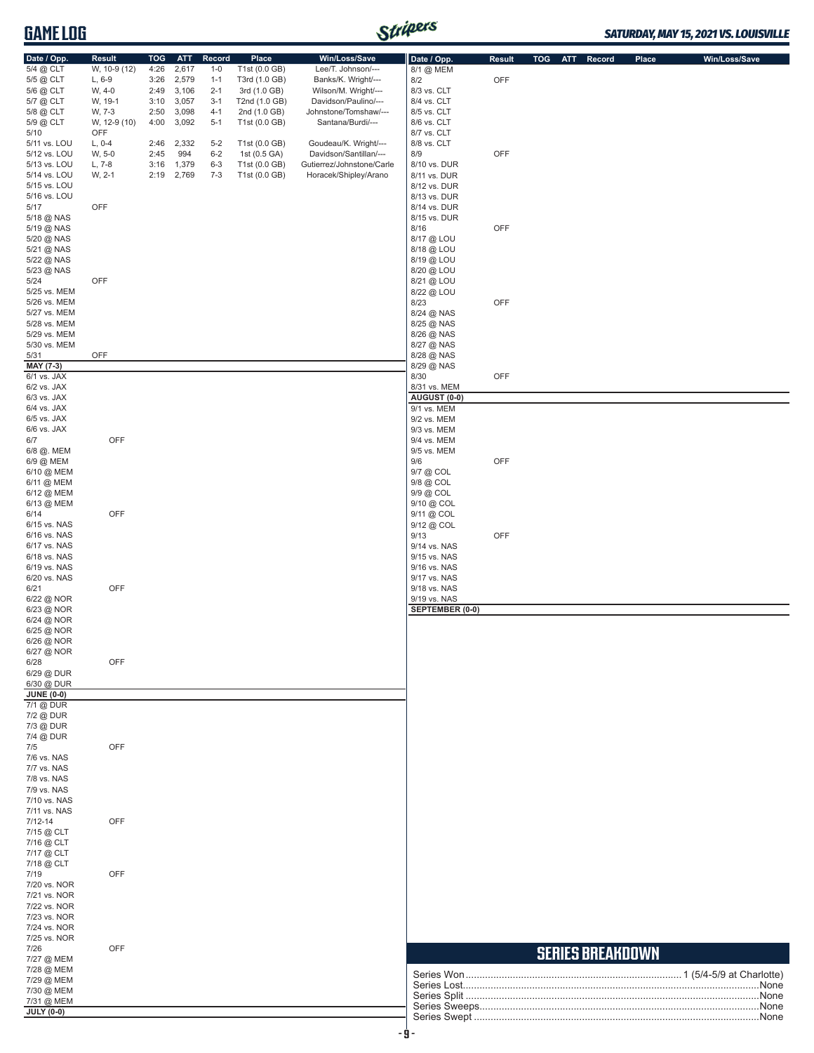## GAME LOG

| Date / Opp. | Result | TOG | ATT | Record | Place | Win/Loss/Save |
|---|---|---|---|---|---|---|
| 5/4 @ CLT | W, 10-9 (12) | 4:26 | 2,617 | 1-0 | T1st (0.0 GB) | Lee/T. Johnson/--- |
| 5/5 @ CLT | L, 6-9 | 3:26 | 2,579 | 1-1 | T3rd (1.0 GB) | Banks/K. Wright/--- |
| 5/6 @ CLT | W, 4-0 | 2:49 | 3,106 | 2-1 | 3rd (1.0 GB) | Wilson/M. Wright/--- |
| 5/7 @ CLT | W, 19-1 | 3:10 | 3,057 | 3-1 | T2nd (1.0 GB) | Davidson/Paulino/--- |
| 5/8 @ CLT | W, 7-3 | 2:50 | 3,098 | 4-1 | 2nd (1.0 GB) | Johnstone/Tomshaw/--- |
| 5/9 @ CLT | W, 12-9 (10) | 4:00 | 3,092 | 5-1 | T1st (0.0 GB) | Santana/Burdi/--- |
| 5/10 | OFF | | | | | |
| 5/11 vs. LOU | L, 0-4 | 2:46 | 2,332 | 5-2 | T1st (0.0 GB) | Goudeau/K. Wright/--- |
| 5/12 vs. LOU | W, 5-0 | 2:45 | 994 | 6-2 | 1st (0.5 GA) | Davidson/Santillan/--- |
| 5/13 vs. LOU | L, 7-8 | 3:16 | 1,379 | 6-3 | T1st (0.0 GB) | Gutierrez/Johnstone/Carle |
| 5/14 vs. LOU | W, 2-1 | 2:19 | 2,769 | 7-3 | T1st (0.0 GB) | Horacek/Shipley/Arano |
| 5/15 vs. LOU | | | | | | |
| 5/16 vs. LOU | | | | | | |
| 5/17 | OFF | | | | | |
| 5/18 @ NAS | | | | | | |
| 5/19 @ NAS | | | | | | |
| 5/20 @ NAS | | | | | | |
| 5/21 @ NAS | | | | | | |
| 5/22 @ NAS | | | | | | |
| 5/23 @ NAS | | | | | | |
| 5/24 | OFF | | | | | |
| 5/25 vs. MEM | | | | | | |
| 5/26 vs. MEM | | | | | | |
| 5/27 vs. MEM | | | | | | |
| 5/28 vs. MEM | | | | | | |
| 5/29 vs. MEM | | | | | | |
| 5/30 vs. MEM | | | | | | |
| 5/31 | OFF | | | | | |
| **MAY (7-3)** | | | | | | |
| 6/1 vs. JAX | | | | | | |
| 6/2 vs. JAX | | | | | | |
| 6/3 vs. JAX | | | | | | |
| 6/4 vs. JAX | | | | | | |
| 6/5 vs. JAX | | | | | | |
| 6/6 vs. JAX | | | | | | |
| 6/7 | OFF | | | | | |
| 6/8 @. MEM | | | | | | |
| 6/9 @ MEM | | | | | | |
| 6/10 @ MEM | | | | | | |
| 6/11 @ MEM | | | | | | |
| 6/12 @ MEM | | | | | | |
| 6/13 @ MEM | | | | | | |
| 6/14 | OFF | | | | | |
| 6/15 vs. NAS | | | | | | |
| 6/16 vs. NAS | | | | | | |
| 6/17 vs. NAS | | | | | | |
| 6/18 vs. NAS | | | | | | |
| 6/19 vs. NAS | | | | | | |
| 6/20 vs. NAS | | | | | | |
| 6/21 | OFF | | | | | |
| 6/22 @ NOR | | | | | | |
| 6/23 @ NOR | | | | | | |
| 6/24 @ NOR | | | | | | |
| 6/25 @ NOR | | | | | | |
| 6/26 @ NOR | | | | | | |
| 6/27 @ NOR | | | | | | |
| 6/28 | OFF | | | | | |
| 6/29 @ DUR | | | | | | |
| 6/30 @ DUR | | | | | | |
| **JUNE (0-0)** | | | | | | |
| 7/1 @ DUR | | | | | | |
| 7/2 @ DUR | | | | | | |
| 7/3 @ DUR | | | | | | |
| 7/4 @ DUR | | | | | | |
| 7/5 | OFF | | | | | |
| 7/6 vs. NAS | | | | | | |
| 7/7 vs. NAS | | | | | | |
| 7/8 vs. NAS | | | | | | |
| 7/9 vs. NAS | | | | | | |
| 7/10 vs. NAS | | | | | | |
| 7/11 vs. NAS | | | | | | |
| 7/12-14 | OFF | | | | | |
| 7/15 @ CLT | | | | | | |
| 7/16 @ CLT | | | | | | |
| 7/17 @ CLT | | | | | | |
| 7/18 @ CLT | | | | | | |
| 7/19 | OFF | | | | | |
| 7/20 vs. NOR | | | | | | |
| 7/21 vs. NOR | | | | | | |
| 7/22 vs. NOR | | | | | | |
| 7/23 vs. NOR | | | | | | |
| 7/24 vs. NOR | | | | | | |
| 7/25 vs. NOR | | | | | | |
| 7/26 | OFF | | | | | |
| 7/27 @ MEM | | | | | | |
| 7/28 @ MEM | | | | | | |
| 7/29 @ MEM | | | | | | |
| 7/30 @ MEM | | | | | | |
| 7/31 @ MEM | | | | | | |
| **JULY (0-0)** | | | | | | |

| Date / Opp. | Result | TOG | ATT | Record | Place | Win/Loss/Save |
|---|---|---|---|---|---|---|
| 8/1 @ MEM | | | | | | |
| 8/2 | OFF | | | | | |
| 8/3 vs. CLT | | | | | | |
| 8/4 vs. CLT | | | | | | |
| 8/5 vs. CLT | | | | | | |
| 8/6 vs. CLT | | | | | | |
| 8/7 vs. CLT | | | | | | |
| 8/8 vs. CLT | | | | | | |
| 8/9 | OFF | | | | | |
| 8/10 vs. DUR | | | | | | |
| 8/11 vs. DUR | | | | | | |
| 8/12 vs. DUR | | | | | | |
| 8/13 vs. DUR | | | | | | |
| 8/14 vs. DUR | | | | | | |
| 8/15 vs. DUR | | | | | | |
| 8/16 | OFF | | | | | |
| 8/17 @ LOU | | | | | | |
| 8/18 @ LOU | | | | | | |
| 8/19 @ LOU | | | | | | |
| 8/20 @ LOU | | | | | | |
| 8/21 @ LOU | | | | | | |
| 8/22 @ LOU | | | | | | |
| 8/23 | OFF | | | | | |
| 8/24 @ NAS | | | | | | |
| 8/25 @ NAS | | | | | | |
| 8/26 @ NAS | | | | | | |
| 8/27 @ NAS | | | | | | |
| 8/28 @ NAS | | | | | | |
| 8/29 @ NAS | | | | | | |
| 8/30 | OFF | | | | | |
| 8/31 vs. MEM | | | | | | |
| **AUGUST (0-0)** | | | | | | |
| 9/1 vs. MEM | | | | | | |
| 9/2 vs. MEM | | | | | | |
| 9/3 vs. MEM | | | | | | |
| 9/4 vs. MEM | | | | | | |
| 9/5 vs. MEM | | | | | | |
| 9/6 | OFF | | | | | |
| 9/7 @ COL | | | | | | |
| 9/8 @ COL | | | | | | |
| 9/9 @ COL | | | | | | |
| 9/10 @ COL | | | | | | |
| 9/11 @ COL | | | | | | |
| 9/12 @ COL | | | | | | |
| 9/13 | OFF | | | | | |
| 9/14 vs. NAS | | | | | | |
| 9/15 vs. NAS | | | | | | |
| 9/16 vs. NAS | | | | | | |
| 9/17 vs. NAS | | | | | | |
| 9/18 vs. NAS | | | | | | |
| 9/19 vs. NAS | | | | | | |
| **SEPTEMBER (0-0)** | | | | | | |

## SERIES BREAKDOWN

Series Won .......... 1 (5/4-5/9 at Charlotte)
Series Lost .......... None
Series Split .......... None
Series Sweeps .......... None
Series Swept .......... None